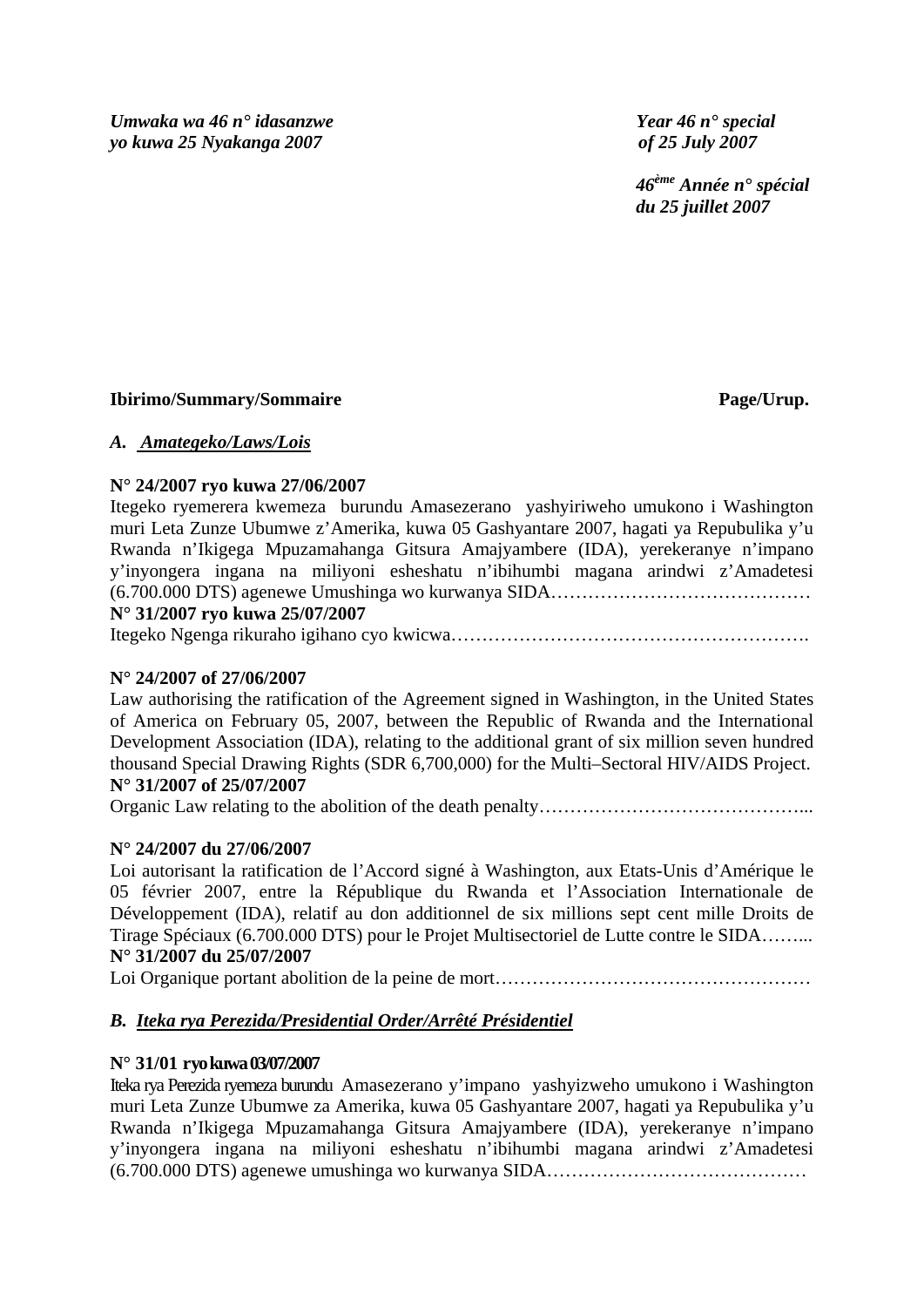*Umwaka wa 46 n° idasanzwe*
*yo kuwa 25 Nyakanga 2007*

*Year 46 n° special*
*of 25 July 2007*

*46ème Année n° spécial*
*du 25 juillet 2007*

**Ibirimo/Summary/Sommaire** **Page/Urup.**

## *A. Amategeko/Laws/Lois*

**N° 24/2007 ryo kuwa 27/06/2007**
Itegeko ryemerera kwemeza burundu Amasezerano yashyiriweho umukono i Washington muri Leta Zunze Ubumwe z'Amerika, kuwa 05 Gashyantare 2007, hagati ya Repubulika y'u Rwanda n'Ikigega Mpuzamahanga Gitsura Amajyambere (IDA), yerekeranye n'impano y'inyongera ingana na miliyoni esheshatu n'ibihumbi magana arindwi z'Amadetesi (6.700.000 DTS) agenewe Umushinga wo kurwanya SIDA……………………………………
**N° 31/2007 ryo kuwa 25/07/2007**
Itegeko Ngenga rikuraho igihano cyo kwicwa……………………………………………….

**N° 24/2007 of 27/06/2007**
Law authorising the ratification of the Agreement signed in Washington, in the United States of America on February 05, 2007, between the Republic of Rwanda and the International Development Association (IDA), relating to the additional grant of six million seven hundred thousand Special Drawing Rights (SDR 6,700,000) for the Multi–Sectoral HIV/AIDS Project.
**N° 31/2007 of 25/07/2007**
Organic Law relating to the abolition of the death penalty…………………………………...

**N° 24/2007 du 27/06/2007**
Loi autorisant la ratification de l'Accord signé à Washington, aux Etats-Unis d'Amérique le 05 février 2007, entre la République du Rwanda et l'Association Internationale de Développement (IDA), relatif au don additionnel de six millions sept cent mille Droits de Tirage Spéciaux (6.700.000 DTS) pour le Projet Multisectoriel de Lutte contre le SIDA……...
**N° 31/2007 du 25/07/2007**
Loi Organique portant abolition de la peine de mort…………………………………………

## *B. Iteka rya Perezida/Presidential Order/Arrêté Présidentiel*

**N° 31/01 ryo kuwa 03/07/2007**
Iteka rya Perezida ryemeza burundu Amasezerano y'impano yashyizweho umukono i Washington muri Leta Zunze Ubumwe za Amerika, kuwa 05 Gashyantare 2007, hagati ya Repubulika y'u Rwanda n'Ikigega Mpuzamahanga Gitsura Amajyambere (IDA), yerekeranye n'impano y'inyongera ingana na miliyoni esheshatu n'ibihumbi magana arindwi z'Amadetesi (6.700.000 DTS) agenewe umushinga wo kurwanya SIDA……………………………………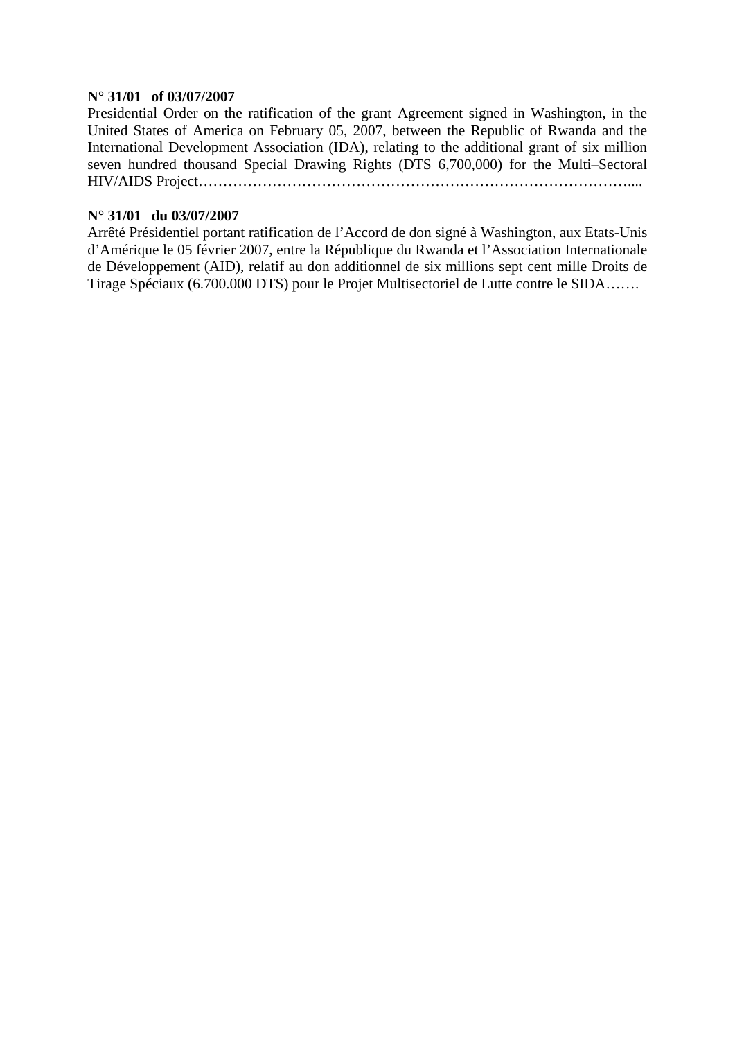**N° 31/01 of 03/07/2007**
Presidential Order on the ratification of the grant Agreement signed in Washington, in the United States of America on February 05, 2007, between the Republic of Rwanda and the International Development Association (IDA), relating to the additional grant of six million seven hundred thousand Special Drawing Rights (DTS 6,700,000) for the Multi–Sectoral HIV/AIDS Project………………………………………………………………………………....

**N° 31/01 du 03/07/2007**
Arrêté Présidentiel portant ratification de l'Accord de don signé à Washington, aux Etats-Unis d'Amérique le 05 février 2007, entre la République du Rwanda et l'Association Internationale de Développement (AID), relatif au don additionnel de six millions sept cent mille Droits de Tirage Spéciaux (6.700.000 DTS) pour le Projet Multisectoriel de Lutte contre le SIDA…….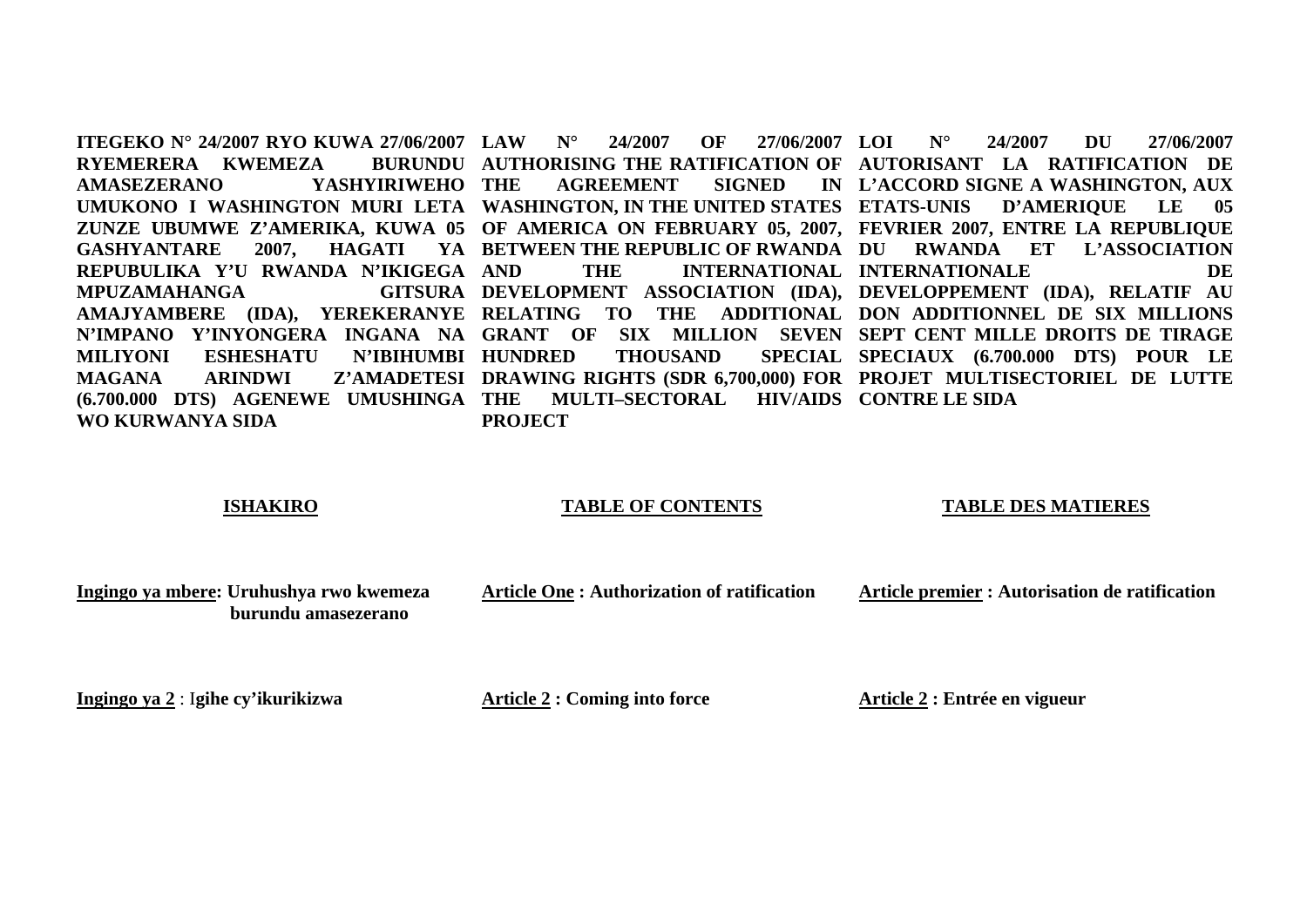**ITEGEKO N° 24/2007 RYO KUWA 27/06/2007 RYEMERERA KWEMEZA BURUNDU AMASEZERANO YASHYIRIWEHO UMUKONO I WASHINGTON MURI LETA ZUNZE UBUMWE Z'AMERIKA, KUWA 05 GASHYANTARE 2007, HAGATI YA REPUBULIKA Y'U RWANDA N'IKIGEGA MPUZAMAHANGA GITSURA AMAJYAMBERE (IDA), YEREKERANYE N'IMPANO Y'INYONGERA INGANA NA MILIYONI ESHESHATU N'IBIHUMBI MAGANA ARINDWI Z'AMADETESI (6.700.000 DTS) AGENEWE UMUSHINGA WO KURWANYA SIDA**

**ISHAKIRO**

<u>Ingingo ya mbere</u>: **Uruhushya rwo kwemeza burundu amasezerano**

<u>Ingingo ya 2</u> : **Igihe cy'ikurikizwa**

**LAW N° 24/2007 OF 27/06/2007 AUTHORISING THE RATIFICATION OF THE AGREEMENT SIGNED IN WASHINGTON, IN THE UNITED STATES OF AMERICA ON FEBRUARY 05, 2007, BETWEEN THE REPUBLIC OF RWANDA AND THE INTERNATIONAL DEVELOPMENT ASSOCIATION (IDA), RELATING TO THE ADDITIONAL GRANT OF SIX MILLION SEVEN HUNDRED THOUSAND SPECIAL DRAWING RIGHTS (SDR 6,700,000) FOR THE MULTI–SECTORAL HIV/AIDS PROJECT**

**TABLE OF CONTENTS**

<u>Article One</u> : **Authorization of ratification**

<u>Article 2</u> : **Coming into force**

**LOI N° 24/2007 DU 27/06/2007 AUTORISANT LA RATIFICATION DE L'ACCORD SIGNE A WASHINGTON, AUX ETATS-UNIS D'AMERIQUE LE 05 FEVRIER 2007, ENTRE LA REPUBLIQUE DU RWANDA ET L'ASSOCIATION INTERNATIONALE DE DEVELOPPEMENT (IDA), RELATIF AU DON ADDITIONNEL DE SIX MILLIONS SEPT CENT MILLE DROITS DE TIRAGE SPECIAUX (6.700.000 DTS) POUR LE PROJET MULTISECTORIEL DE LUTTE CONTRE LE SIDA**

**TABLE DES MATIERES**

<u>Article premier</u> : **Autorisation de ratification**

<u>Article 2</u> : **Entrée en vigueur**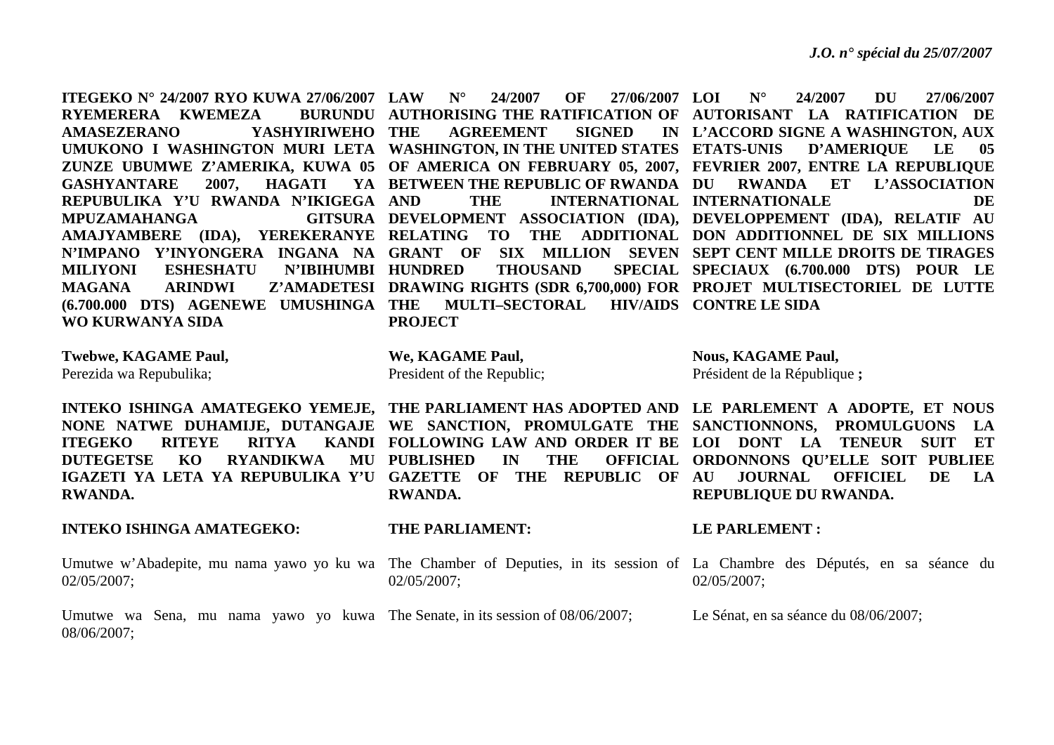**ITEGEKO N° 24/2007 RYO KUWA 27/06/2007 RYEMERERA KWEMEZA BURUNDU AMASEZERANO YASHYIRIWEHO UMUKONO I WASHINGTON MURI LETA ZUNZE UBUMWE Z'AMERIKA, KUWA 05 GASHYANTARE 2007, HAGATI YA REPUBULIKA Y'U RWANDA N'IKIGEGA MPUZAMAHANGA GITSURA AMAJYAMBERE (IDA), YEREKERANYE N'IMPANO Y'INYONGERA INGANA NA MILIYONI ESHESHATU N'IBIHUMBI MAGANA ARINDWI Z'AMADETESI (6.700.000 DTS) AGENEWE UMUSHINGA WO KURWANYA SIDA**

**Twebwe, KAGAME Paul,**
Perezida wa Repubulika;

**INTEKO ISHINGA AMATEGEKO YEMEJE, NONE NATWE DUHAMIJE, DUTANGAJE ITEGEKO RITEYE RITYA KANDI DUTEGETSE KO RYANDIKWA MU IGAZETI YA LETA YA REPUBULIKA Y'U RWANDA.**

**INTEKO ISHINGA AMATEGEKO:**

Umutwe w'Abadepite, mu nama yawo yo ku wa 02/05/2007;

Umutwe wa Sena, mu nama yawo yo kuwa 08/06/2007;

**LAW N° 24/2007 OF 27/06/2007 AUTHORISING THE RATIFICATION OF THE AGREEMENT SIGNED IN WASHINGTON, IN THE UNITED STATES OF AMERICA ON FEBRUARY 05, 2007, BETWEEN THE REPUBLIC OF RWANDA AND THE INTERNATIONAL DEVELOPMENT ASSOCIATION (IDA), RELATING TO THE ADDITIONAL GRANT OF SIX MILLION SEVEN HUNDRED THOUSAND SPECIAL DRAWING RIGHTS (SDR 6,700,000) FOR THE MULTI–SECTORAL HIV/AIDS PROJECT**

**We, KAGAME Paul,**
President of the Republic;

**THE PARLIAMENT HAS ADOPTED AND WE SANCTION, PROMULGATE THE FOLLOWING LAW AND ORDER IT BE PUBLISHED IN THE OFFICIAL GAZETTE OF THE REPUBLIC OF RWANDA.**

**THE PARLIAMENT:**

The Chamber of Deputies, in its session of 02/05/2007;

The Senate, in its session of 08/06/2007;

**LOI N° 24/2007 DU 27/06/2007 AUTORISANT LA RATIFICATION DE L'ACCORD SIGNE A WASHINGTON, AUX ETATS-UNIS D'AMERIQUE LE 05 FEVRIER 2007, ENTRE LA REPUBLIQUE DU RWANDA ET L'ASSOCIATION INTERNATIONALE DE DEVELOPPEMENT (IDA), RELATIF AU DON ADDITIONNEL DE SIX MILLIONS SEPT CENT MILLE DROITS DE TIRAGES SPECIAUX (6.700.000 DTS) POUR LE PROJET MULTISECTORIEL DE LUTTE CONTRE LE SIDA**

**Nous, KAGAME Paul,**
Président de la République **;**

**LE PARLEMENT A ADOPTE, ET NOUS SANCTIONNONS, PROMULGUONS LA LOI DONT LA TENEUR SUIT ET ORDONNONS QU'ELLE SOIT PUBLIEE AU JOURNAL OFFICIEL DE LA REPUBLIQUE DU RWANDA.**

**LE PARLEMENT :**

La Chambre des Députés, en sa séance du 02/05/2007;

Le Sénat, en sa séance du 08/06/2007;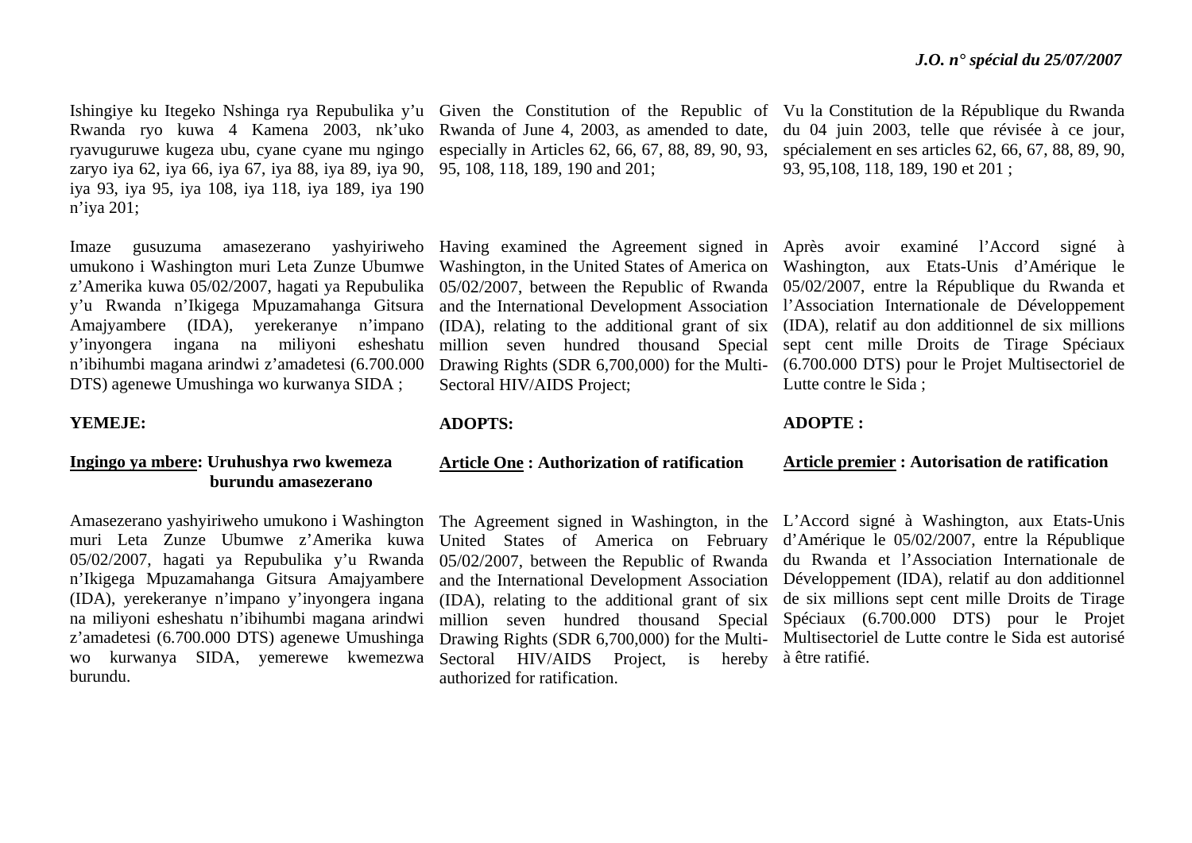Ishingiye ku Itegeko Nshinga rya Repubulika y'u Rwanda ryo kuwa 4 Kamena 2003, nk'uko ryavuguruwe kugeza ubu, cyane cyane mu ngingo zaryo iya 62, iya 66, iya 67, iya 88, iya 89, iya 90, iya 93, iya 95, iya 108, iya 118, iya 189, iya 190 n'iya 201;

Imaze gusuzuma amasezerano yashyiriweho umukono i Washington muri Leta Zunze Ubumwe z'Amerika kuwa 05/02/2007, hagati ya Repubulika y'u Rwanda n'Ikigega Mpuzamahanga Gitsura Amajyambere (IDA), yerekeranye n'impano y'inyongera ingana na miliyoni esheshatu n'ibihumbi magana arindwi z'amadetesi (6.700.000 DTS) agenewe Umushinga wo kurwanya SIDA ;

**YEMEJE:**

**Ingingo ya mbere: Uruhushya rwo kwemeza burundu amasezerano**

Amasezerano yashyiriweho umukono i Washington muri Leta Zunze Ubumwe z'Amerika kuwa 05/02/2007, hagati ya Repubulika y'u Rwanda n'Ikigega Mpuzamahanga Gitsura Amajyambere (IDA), yerekeranye n'impano y'inyongera ingana na miliyoni esheshatu n'ibihumbi magana arindwi z'amadetesi (6.700.000 DTS) agenewe Umushinga wo kurwanya SIDA, yemerewe kwemezwa burundu.

Given the Constitution of the Republic of Rwanda of June 4, 2003, as amended to date, especially in Articles 62, 66, 67, 88, 89, 90, 93, 95, 108, 118, 189, 190 and 201;

Having examined the Agreement signed in Washington, in the United States of America on 05/02/2007, between the Republic of Rwanda and the International Development Association (IDA), relating to the additional grant of six million seven hundred thousand Special Drawing Rights (SDR 6,700,000) for the Multi-Sectoral HIV/AIDS Project;

**ADOPTS:**

**Article One : Authorization of ratification**

The Agreement signed in Washington, in the United States of America on February 05/02/2007, between the Republic of Rwanda and the International Development Association (IDA), relating to the additional grant of six million seven hundred thousand Special Drawing Rights (SDR 6,700,000) for the Multi-Sectoral HIV/AIDS Project, is hereby authorized for ratification.

Vu la Constitution de la République du Rwanda du 04 juin 2003, telle que révisée à ce jour, spécialement en ses articles 62, 66, 67, 88, 89, 90, 93, 95,108, 118, 189, 190 et 201 ;

Après avoir examiné l'Accord signé à Washington, aux Etats-Unis d'Amérique le 05/02/2007, entre la République du Rwanda et l'Association Internationale de Développement (IDA), relatif au don additionnel de six millions sept cent mille Droits de Tirage Spéciaux (6.700.000 DTS) pour le Projet Multisectoriel de Lutte contre le Sida ;

**ADOPTE :**

**Article premier : Autorisation de ratification**

L'Accord signé à Washington, aux Etats-Unis d'Amérique le 05/02/2007, entre la République du Rwanda et l'Association Internationale de Développement (IDA), relatif au don additionnel de six millions sept cent mille Droits de Tirage Spéciaux (6.700.000 DTS) pour le Projet Multisectoriel de Lutte contre le Sida est autorisé à être ratifié.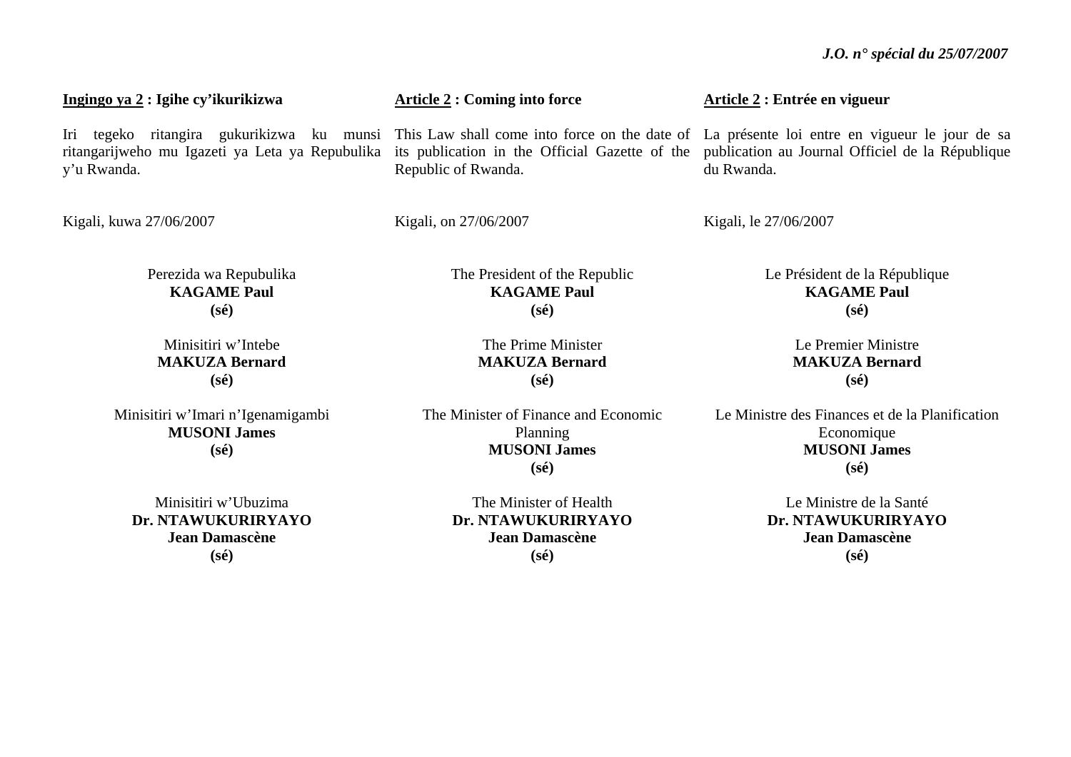**<u>Ingingo ya 2</u> : Igihe cy'ikurikizwa**

Iri tegeko ritangira gukurikizwa ku munsi ritangarijweho mu Igazeti ya Leta ya Repubulika y'u Rwanda.

Kigali, kuwa 27/06/2007

Perezida wa Repubulika
**KAGAME Paul**
**(sé)**

Minisitiri w'Intebe
**MAKUZA Bernard**
**(sé)**

Minisitiri w'Imari n'Igenamigambi
**MUSONI James**
**(sé)**

Minisitiri w'Ubuzima
**Dr. NTAWUKURIRYAYO Jean Damascène**
**(sé)**

**<u>Article 2</u> : Coming into force**

This Law shall come into force on the date of its publication in the Official Gazette of the Republic of Rwanda.

Kigali, on 27/06/2007

The President of the Republic
**KAGAME Paul**
**(sé)**

The Prime Minister
**MAKUZA Bernard**
**(sé)**

The Minister of Finance and Economic Planning
**MUSONI James**
**(sé)**

The Minister of Health
**Dr. NTAWUKURIRYAYO Jean Damascène**
**(sé)**

**<u>Article 2</u> : Entrée en vigueur**

La présente loi entre en vigueur le jour de sa publication au Journal Officiel de la République du Rwanda.

Kigali, le 27/06/2007

Le Président de la République
**KAGAME Paul**
**(sé)**

Le Premier Ministre
**MAKUZA Bernard**
**(sé)**

Le Ministre des Finances et de la Planification Economique
**MUSONI James**
**(sé)**

Le Ministre de la Santé
**Dr. NTAWUKURIRYAYO Jean Damascène**
**(sé)**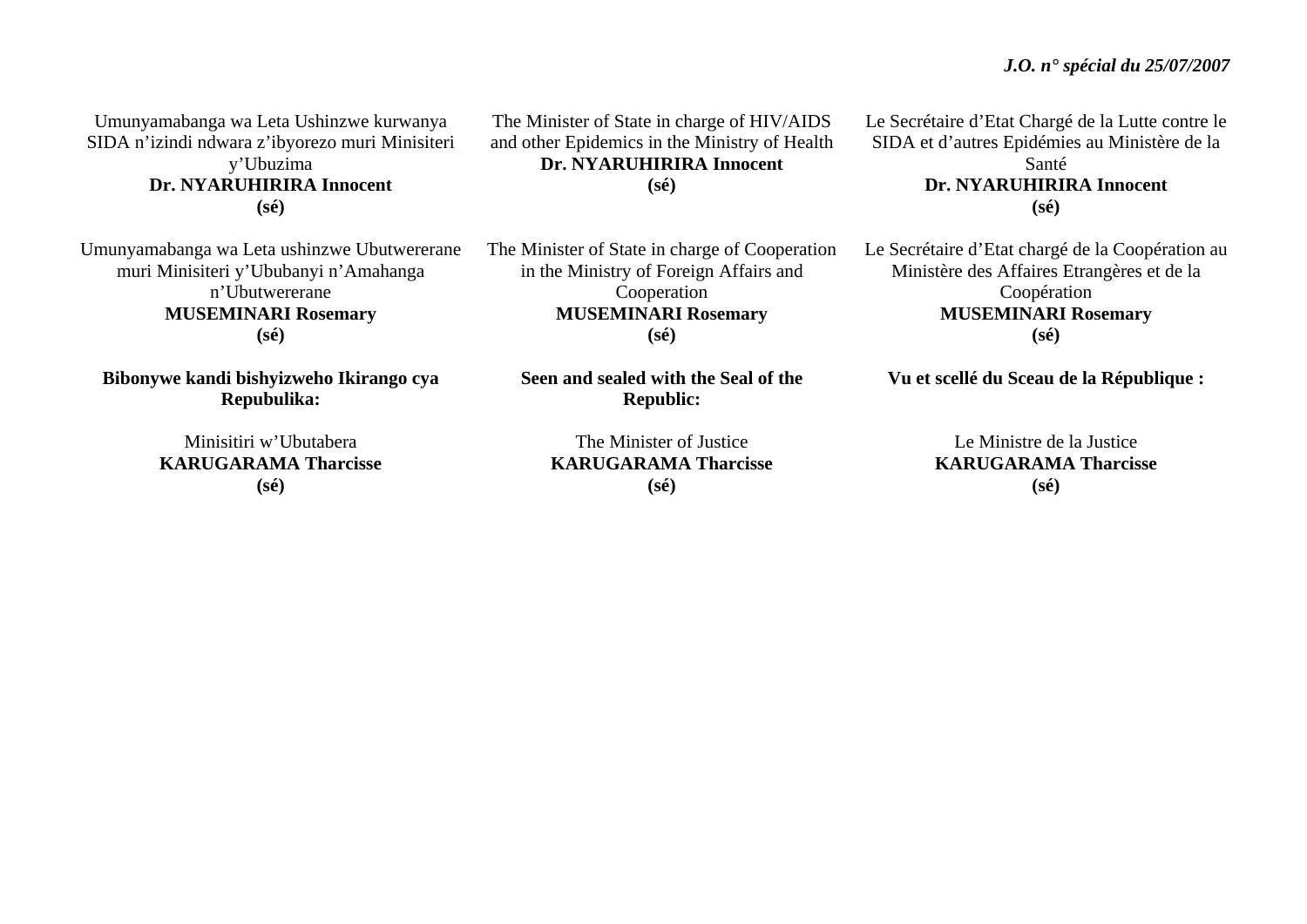Umunyamabanga wa Leta Ushinzwe kurwanya SIDA n'izindi ndwara z'ibyorezo muri Minisiteri y'Ubuzima
**Dr. NYARUHIRIRA Innocent**
**(sé)**

Umunyamabanga wa Leta ushinzwe Ubutwererane muri Minisiteri y'Ububanyi n'Amahanga n'Ubutwererane
**MUSEMINARI Rosemary**
**(sé)**

**Bibonywe kandi bishyizweho Ikirango cya Repubulika:**

Minisitiri w'Ubutabera
**KARUGARAMA Tharcisse**
**(sé)**

The Minister of State in charge of HIV/AIDS and other Epidemics in the Ministry of Health
**Dr. NYARUHIRIRA Innocent**
**(sé)**

The Minister of State in charge of Cooperation in the Ministry of Foreign Affairs and Cooperation
**MUSEMINARI Rosemary**
**(sé)**

**Seen and sealed with the Seal of the Republic:**

The Minister of Justice
**KARUGARAMA Tharcisse**
**(sé)**

Le Secrétaire d'Etat Chargé de la Lutte contre le SIDA et d'autres Epidémies au Ministère de la Santé
**Dr. NYARUHIRIRA Innocent**
**(sé)**

Le Secrétaire d'Etat chargé de la Coopération au Ministère des Affaires Etrangères et de la Coopération
**MUSEMINARI Rosemary**
**(sé)**

**Vu et scellé du Sceau de la République :**

Le Ministre de la Justice
**KARUGARAMA Tharcisse**
**(sé)**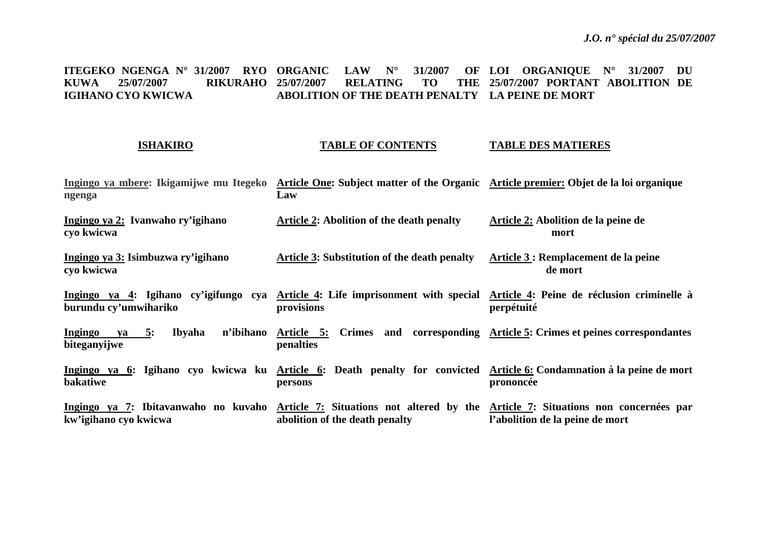**ITEGEKO NGENGA N° 31/2007 RYO KUWA 25/07/2007 RIKURAHO IGIHANO CYO KWICWA**

**ORGANIC LAW N° 31/2007 OF 25/07/2007 RELATING TO THE ABOLITION OF THE DEATH PENALTY**

**LOI ORGANIQUE N° 31/2007 DU 25/07/2007 PORTANT ABOLITION DE LA PEINE DE MORT**

| **ISHAKIRO** | **TABLE OF CONTENTS** | **TABLE DES MATIERES** |
|---|---|---|
| **Ingingo ya mbere: Ikigamijwe mu Itegeko ngenga** | **Article One: Subject matter of the Organic Law** | **Article premier: Objet de la loi organique** |
| **Ingingo ya 2: Ivanwaho ry'igihano cyo kwicwa** | **Article 2: Abolition of the death penalty** | **Article 2: Abolition de la peine de mort** |
| **Ingingo ya 3: Isimbuzwa ry'igihano cyo kwicwa** | **Article 3: Substitution of the death penalty** | **Article 3 : Remplacement de la peine de mort** |
| **Ingingo ya 4: Igihano cy'igifungo cya burundu cy'umwihariko** | **Article 4: Life imprisonment with special provisions** | **Article 4: Peine de réclusion criminelle à perpétuité** |
| **Ingingo ya 5: Ibyaha n'ibihano biteganyijwe** | **Article 5: Crimes and corresponding penalties** | **Article 5: Crimes et peines correspondantes** |
| **Ingingo ya 6: Igihano cyo kwicwa ku bakatiwe** | **Article 6: Death penalty for convicted persons** | **Article 6: Condamnation à la peine de mort prononcée** |
| **Ingingo ya 7: Ibitavanwaho no kuvaho kw'igihano cyo kwicwa** | **Article 7: Situations not altered by the abolition of the death penalty** | **Article 7: Situations non concernées par l'abolition de la peine de mort** |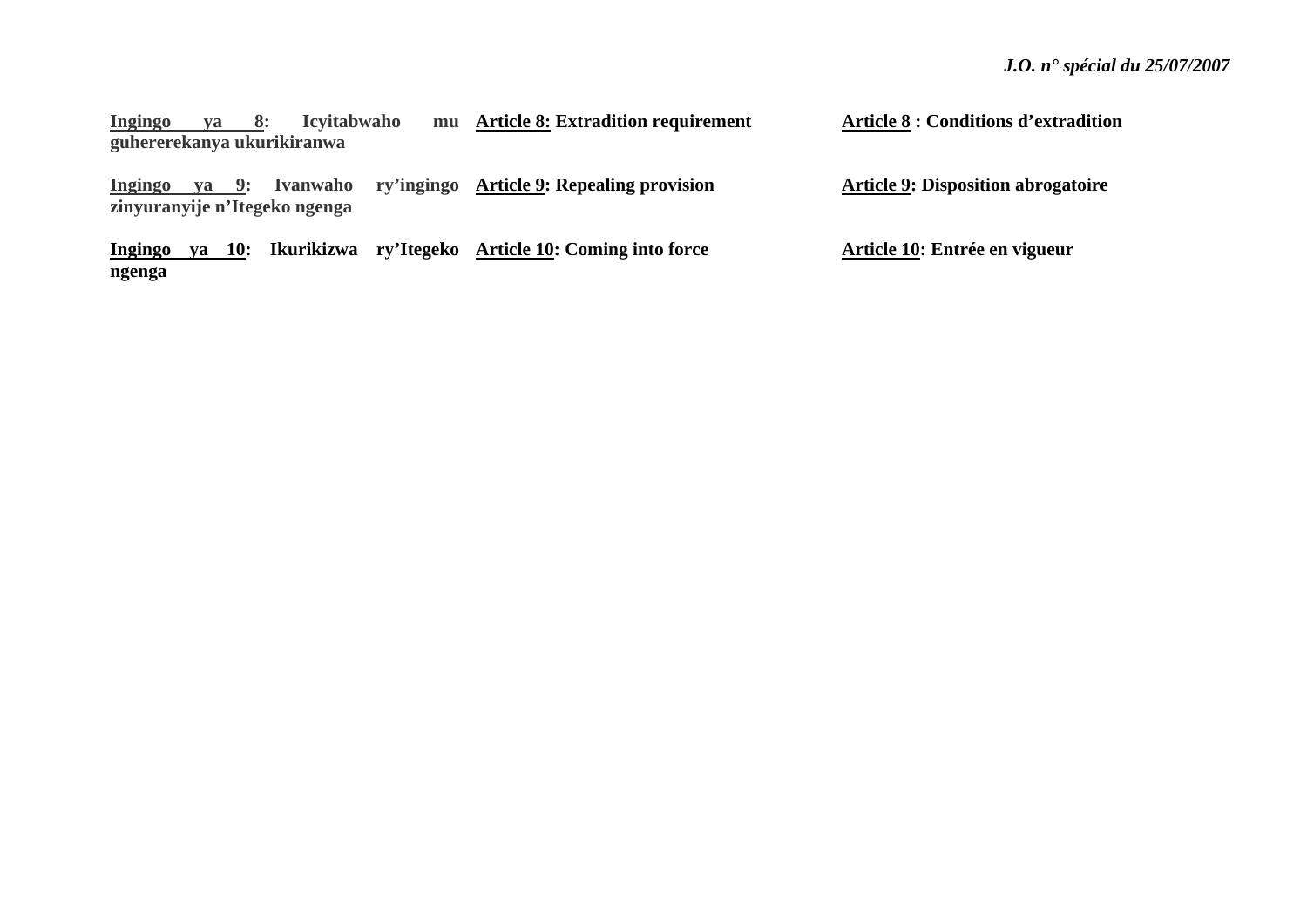**Ingingo ya 8: Icyitabwaho mu guhererekanya ukurikiranwa**

**Ingingo ya 9: Ivanwaho ry'ingingo zinyuranyije n'Itegeko ngenga**

**Ingingo ya 10: Ikurikizwa ry'Itegeko ngenga**

**Article 8: Extradition requirement**

**Article 9: Repealing provision**

**Article 10: Coming into force**

**Article 8 : Conditions d'extradition**

**Article 9: Disposition abrogatoire**

**Article 10: Entrée en vigueur**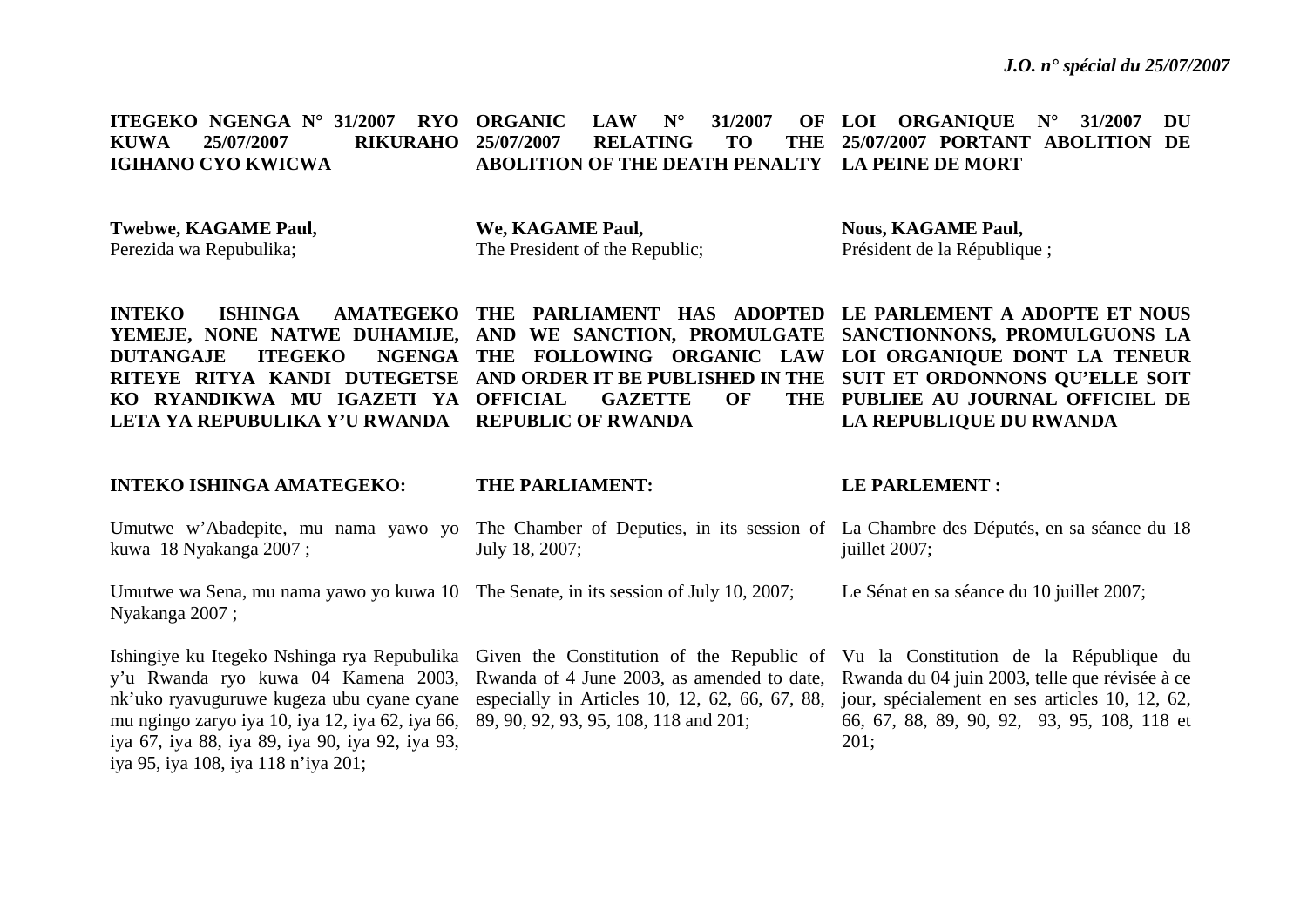**ITEGEKO NGENGA N° 31/2007 RYO KUWA 25/07/2007 RIKURAHO IGIHANO CYO KWICWA**

**Twebwe, KAGAME Paul,**
Perezida wa Repubulika;

**INTEKO ISHINGA AMATEGEKO YEMEJE, NONE NATWE DUHAMIJE, DUTANGAJE ITEGEKO NGENGA RITEYE RITYA KANDI DUTEGETSE KO RYANDIKWA MU IGAZETI YA LETA YA REPUBULIKA Y'U RWANDA**

**INTEKO ISHINGA AMATEGEKO:**

Umutwe w'Abadepite, mu nama yawo yo kuwa 18 Nyakanga 2007 ;

Umutwe wa Sena, mu nama yawo yo kuwa 10 Nyakanga 2007 ;

Ishingiye ku Itegeko Nshinga rya Repubulika y'u Rwanda ryo kuwa 04 Kamena 2003, nk'uko ryavuguruwe kugeza ubu cyane cyane mu ngingo zaryo iya 10, iya 12, iya 62, iya 66, iya 67, iya 88, iya 89, iya 90, iya 92, iya 93, iya 95, iya 108, iya 118 n'iya 201;

**ORGANIC LAW N° 31/2007 OF 25/07/2007 RELATING TO THE ABOLITION OF THE DEATH PENALTY**

**We, KAGAME Paul,**
The President of the Republic;

**THE PARLIAMENT HAS ADOPTED AND WE SANCTION, PROMULGATE THE FOLLOWING ORGANIC LAW AND ORDER IT BE PUBLISHED IN THE OFFICIAL GAZETTE OF THE REPUBLIC OF RWANDA**

**THE PARLIAMENT:**

The Chamber of Deputies, in its session of July 18, 2007;

The Senate, in its session of July 10, 2007;

Given the Constitution of the Republic of Rwanda of 4 June 2003, as amended to date, especially in Articles 10, 12, 62, 66, 67, 88, 89, 90, 92, 93, 95, 108, 118 and 201;

**LOI ORGANIQUE N° 31/2007 DU 25/07/2007 PORTANT ABOLITION DE LA PEINE DE MORT**

**Nous, KAGAME Paul,**
Président de la République ;

**LE PARLEMENT A ADOPTE ET NOUS SANCTIONNONS, PROMULGUONS LA LOI ORGANIQUE DONT LA TENEUR SUIT ET ORDONNONS QU'ELLE SOIT PUBLIEE AU JOURNAL OFFICIEL DE LA REPUBLIQUE DU RWANDA**

**LE PARLEMENT :**

La Chambre des Députés, en sa séance du 18 juillet 2007;

Le Sénat en sa séance du 10 juillet 2007;

Vu la Constitution de la République du Rwanda du 04 juin 2003, telle que révisée à ce jour, spécialement en ses articles 10, 12, 62, 66, 67, 88, 89, 90, 92, 93, 95, 108, 118 et 201;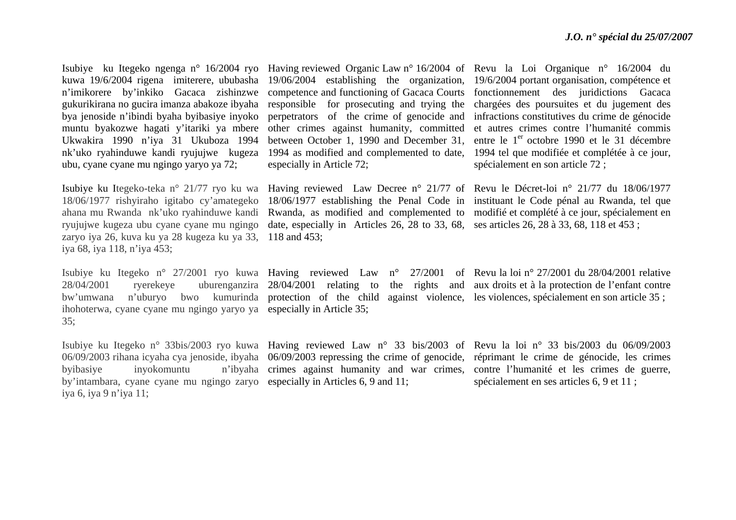Isubiye ku Itegeko ngenga n° 16/2004 ryo kuwa 19/6/2004 rigena imiterere, ububasha n'imikorere by'inkiko Gacaca zishinzwe gukurikirana no gucira imanza abakoze ibyaha bya jenoside n'ibindi byaha byibasiye inyoko muntu byakozwe hagati y'itariki ya mbere Ukwakira 1990 n'iya 31 Ukuboza 1994 nk'uko ryahinduwe kandi ryujujwe kugeza ubu, cyane cyane mu ngingo yaryo ya 72;

Isubiye ku Itegeko-teka n° 21/77 ryo ku wa 18/06/1977 rishyiraho igitabo cy'amategeko ahana mu Rwanda nk'uko ryahinduwe kandi ryujujwe kugeza ubu cyane cyane mu ngingo zaryo iya 26, kuva ku ya 28 kugeza ku ya 33, iya 68, iya 118, n'iya 453;

Isubiye ku Itegeko n° 27/2001 ryo kuwa 28/04/2001 ryerekeye uburenganzira bw'umwana n'uburyo bwo kumurinda ihohoterwa, cyane cyane mu ngingo yaryo ya 35;

Isubiye ku Itegeko n° 33bis/2003 ryo kuwa 06/09/2003 rihana icyaha cya jenoside, ibyaha byibasiye inyokomuntu n'ibyaha by'intambara, cyane cyane mu ngingo zaryo iya 6, iya 9 n'iya 11;

Having reviewed Organic Law n° 16/2004 of 19/06/2004 establishing the organization, competence and functioning of Gacaca Courts responsible for prosecuting and trying the perpetrators of the crime of genocide and other crimes against humanity, committed between October 1, 1990 and December 31, 1994 as modified and complemented to date, especially in Article 72;

Having reviewed Law Decree n° 21/77 of 18/06/1977 establishing the Penal Code in Rwanda, as modified and complemented to date, especially in Articles 26, 28 to 33, 68, 118 and 453;

Having reviewed Law n° 27/2001 of 28/04/2001 relating to the rights and protection of the child against violence, especially in Article 35;

Having reviewed Law n° 33 bis/2003 of 06/09/2003 repressing the crime of genocide, crimes against humanity and war crimes, especially in Articles 6, 9 and 11;

Revu la Loi Organique n° 16/2004 du 19/6/2004 portant organisation, compétence et fonctionnement des juridictions Gacaca chargées des poursuites et du jugement des infractions constitutives du crime de génocide et autres crimes contre l'humanité commis entre le 1er octobre 1990 et le 31 décembre 1994 tel que modifiée et complétée à ce jour, spécialement en son article 72 ;

Revu le Décret-loi n° 21/77 du 18/06/1977 instituant le Code pénal au Rwanda, tel que modifié et complété à ce jour, spécialement en ses articles 26, 28 à 33, 68, 118 et 453 ;

Revu la loi n° 27/2001 du 28/04/2001 relative aux droits et à la protection de l'enfant contre les violences, spécialement en son article 35 ;

Revu la loi n° 33 bis/2003 du 06/09/2003 réprimant le crime de génocide, les crimes contre l'humanité et les crimes de guerre, spécialement en ses articles 6, 9 et 11 ;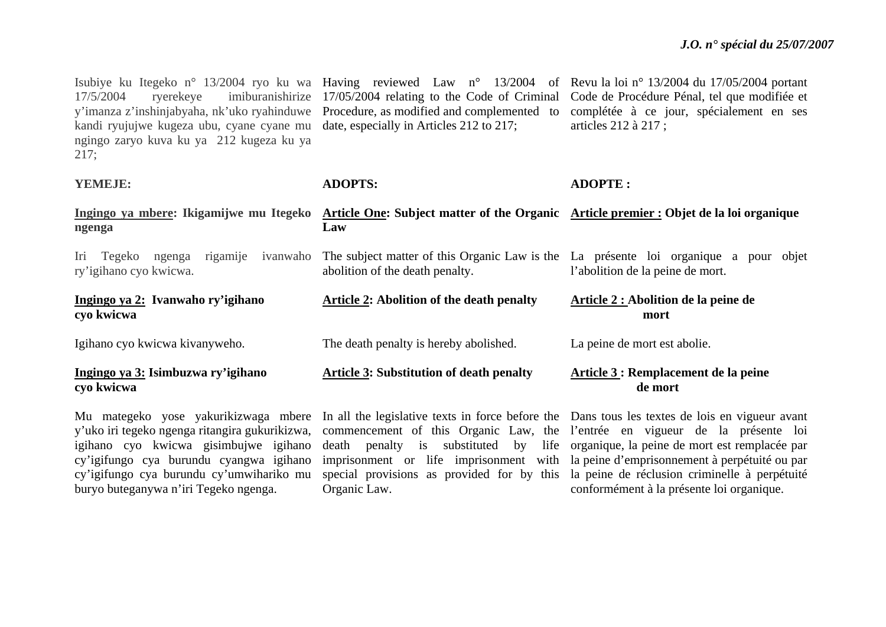Isubiye ku Itegeko n° 13/2004 ryo ku wa 17/5/2004 ryerekeye imiburanishirize y'imanza z'inshinjabyaha, nk'uko ryahinduwe kandi ryujujwe kugeza ubu, cyane cyane mu ngingo zaryo kuva ku ya 212 kugeza ku ya 217;

**YEMEJE:**

**<u>Ingingo ya mbere</u>: Ikigamijwe mu Itegeko ngenga**

Iri Tegeko ngenga rigamije ivanwaho ry'igihano cyo kwicwa.

**<u>Ingingo ya 2:</u> Ivanwaho ry'igihano cyo kwicwa**

Igihano cyo kwicwa kivanyweho.

**<u>Ingingo ya 3:</u> Isimbuzwa ry'igihano cyo kwicwa**

Mu mategeko yose yakurikizwaga mbere y'uko iri tegeko ngenga ritangira gukurikizwa, igihano cyo kwicwa gisimbujwe igihano cy'igifungo cya burundu cyangwa igihano cy'igifungo cya burundu cy'umwihariko mu buryo buteganywa n'iri Tegeko ngenga.

Having reviewed Law n° 13/2004 of 17/05/2004 relating to the Code of Criminal Procedure, as modified and complemented to date, especially in Articles 212 to 217;

**ADOPTS:**

**<u>Article One</u>: Subject matter of the Organic Law**

The subject matter of this Organic Law is the abolition of the death penalty.

**<u>Article 2</u>: Abolition of the death penalty**

The death penalty is hereby abolished.

**<u>Article 3</u>: Substitution of death penalty**

In all the legislative texts in force before the commencement of this Organic Law, the death penalty is substituted by life imprisonment or life imprisonment with special provisions as provided for by this Organic Law.

Revu la loi n° 13/2004 du 17/05/2004 portant Code de Procédure Pénal, tel que modifiée et complétée à ce jour, spécialement en ses articles 212 à 217 ;

**ADOPTE :**

**<u>Article premier :</u> Objet de la loi organique**

La présente loi organique a pour objet l'abolition de la peine de mort.

**<u>Article 2 :</u> Abolition de la peine de mort**

La peine de mort est abolie.

**<u>Article 3 :</u> Remplacement de la peine de mort**

Dans tous les textes de lois en vigueur avant l'entrée en vigueur de la présente loi organique, la peine de mort est remplacée par la peine d'emprisonnement à perpétuité ou par la peine de réclusion criminelle à perpétuité conformément à la présente loi organique.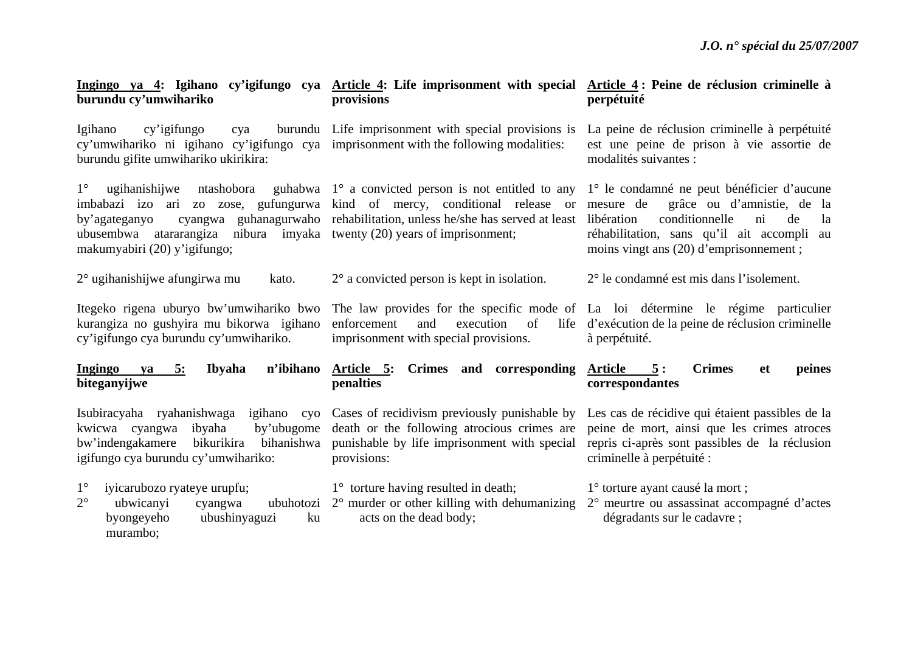**Ingingo ya 4: Igihano cy'igifungo cya burundu cy'umwihariko**

Igihano cy'igifungo cya burundu cy'umwihariko ni igihano cy'igifungo cya burundu gifite umwihariko ukirikira:

1° ugihanishijwe ntashobora guhabwa imbabazi izo ari zo zose, gufungurwa by'agateganyo cyangwa guhanagurwaho ubusembwa atararangiza nibura imyaka makumyabiri (20) y'igifungo;

2° ugihanishijwe afungirwa mu kato.

Itegeko rigena uburyo bw'umwihariko bwo kurangiza no gushyira mu bikorwa igihano cy'igifungo cya burundu cy'umwihariko.

**Ingingo ya 5: Ibyaha n'ibihano biteganyijwe**

Isubiracyaha ryahanishwaga igihano cyo kwicwa cyangwa ibyaha by'ubugome bw'indengakamere bikurikira bihanishwa igifungo cya burundu cy'umwihariko:

1° iyicarubozo ryateye urupfu;
2° ubwicanyi cyangwa ubuhotozi byongeyeho ubushinyaguzi ku murambo;

**Article 4: Life imprisonment with special provisions**

Life imprisonment with special provisions is imprisonment with the following modalities:

1° a convicted person is not entitled to any kind of mercy, conditional release or rehabilitation, unless he/she has served at least twenty (20) years of imprisonment;

2° a convicted person is kept in isolation.

The law provides for the specific mode of enforcement and execution of life imprisonment with special provisions.

**Article 5: Crimes and corresponding penalties**

Cases of recidivism previously punishable by death or the following atrocious crimes are punishable by life imprisonment with special provisions:

1° torture having resulted in death;
2° murder or other killing with dehumanizing acts on the dead body;

**Article 4 : Peine de réclusion criminelle à perpétuité**

La peine de réclusion criminelle à perpétuité est une peine de prison à vie assortie de modalités suivantes :

1° le condamné ne peut bénéficier d'aucune mesure de grâce ou d'amnistie, de la libération conditionnelle ni de la réhabilitation, sans qu'il ait accompli au moins vingt ans (20) d'emprisonnement ;

2° le condamné est mis dans l'isolement.

La loi détermine le régime particulier d'exécution de la peine de réclusion criminelle à perpétuité.

**Article 5 : Crimes et peines correspondantes**

Les cas de récidive qui étaient passibles de la peine de mort, ainsi que les crimes atroces repris ci-après sont passibles de la réclusion criminelle à perpétuité :

1° torture ayant causé la mort ;
2° meurtre ou assassinat accompagné d'actes dégradants sur le cadavre ;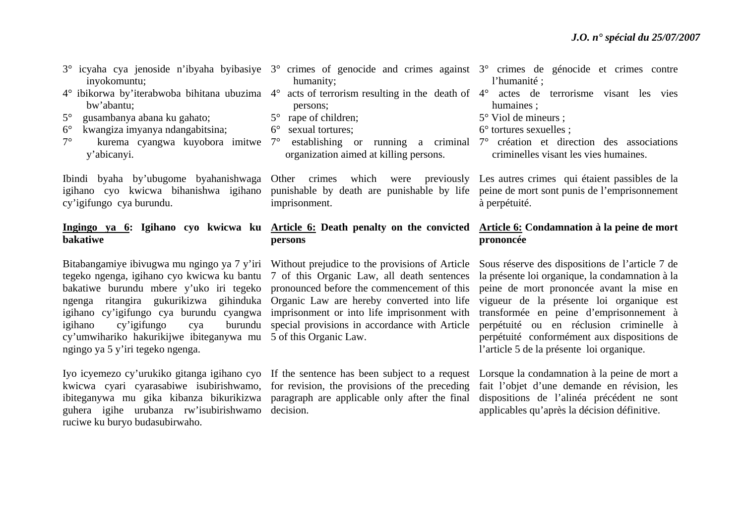3° icyaha cya jenoside n'ibyaha byibasiye inyokomuntu;
4° ibikorwa by'iterabwoba bihitana ubuzima bw'abantu;
5° gusambanya abana ku gahato;
6° kwangiza imyanya ndangabitsina;
7° kurema cyangwa kuyobora imitwe y'abicanyi.

Ibindi byaha by'ubugome byahanishwaga igihano cyo kwicwa bihanishwa igihano cy'igifungo cya burundu.

**<u>Ingingo ya 6</u>: Igihano cyo kwicwa ku bakatiwe**

Bitabangamiye ibivugwa mu ngingo ya 7 y'iri tegeko ngenga, igihano cyo kwicwa ku bantu bakatiwe burundu mbere y'uko iri tegeko ngenga ritangira gukurikizwa gihinduka igihano cy'igifungo cya burundu cyangwa igihano cy'igifungo cya burundu cy'umwihariko hakurikijwe ibiteganywa mu ngingo ya 5 y'iri tegeko ngenga.

Iyo icyemezo cy'urukiko gitanga igihano cyo kwicwa cyari cyarasabiwe isubirishwamo, ibiteganywa mu gika kibanza bikurikizwa guhera igihe urubanza rw'isubirishwamo ruciwe ku buryo budasubirwaho.

3° crimes of genocide and crimes against humanity;
4° acts of terrorism resulting in the death of persons;
5° rape of children;
6° sexual tortures;
7° establishing or running a criminal organization aimed at killing persons.

Other crimes which were previously punishable by death are punishable by life imprisonment.

**<u>Article 6:</u> Death penalty on the convicted persons**

Without prejudice to the provisions of Article 7 of this Organic Law, all death sentences pronounced before the commencement of this Organic Law are hereby converted into life imprisonment or into life imprisonment with special provisions in accordance with Article 5 of this Organic Law.

If the sentence has been subject to a request for revision, the provisions of the preceding paragraph are applicable only after the final decision.

3° crimes de génocide et crimes contre l'humanité ;
4° actes de terrorisme visant les vies humaines ;
5° Viol de mineurs ;
6° tortures sexuelles ;
7° création et direction des associations criminelles visant les vies humaines.

Les autres crimes qui étaient passibles de la peine de mort sont punis de l'emprisonnement à perpétuité.

**<u>Article 6:</u> Condamnation à la peine de mort prononcée**

Sous réserve des dispositions de l'article 7 de la présente loi organique, la condamnation à la peine de mort prononcée avant la mise en vigueur de la présente loi organique est transformée en peine d'emprisonnement à perpétuité ou en réclusion criminelle à perpétuité conformément aux dispositions de l'article 5 de la présente loi organique.

Lorsque la condamnation à la peine de mort a fait l'objet d'une demande en révision, les dispositions de l'alinéa précédent ne sont applicables qu'après la décision définitive.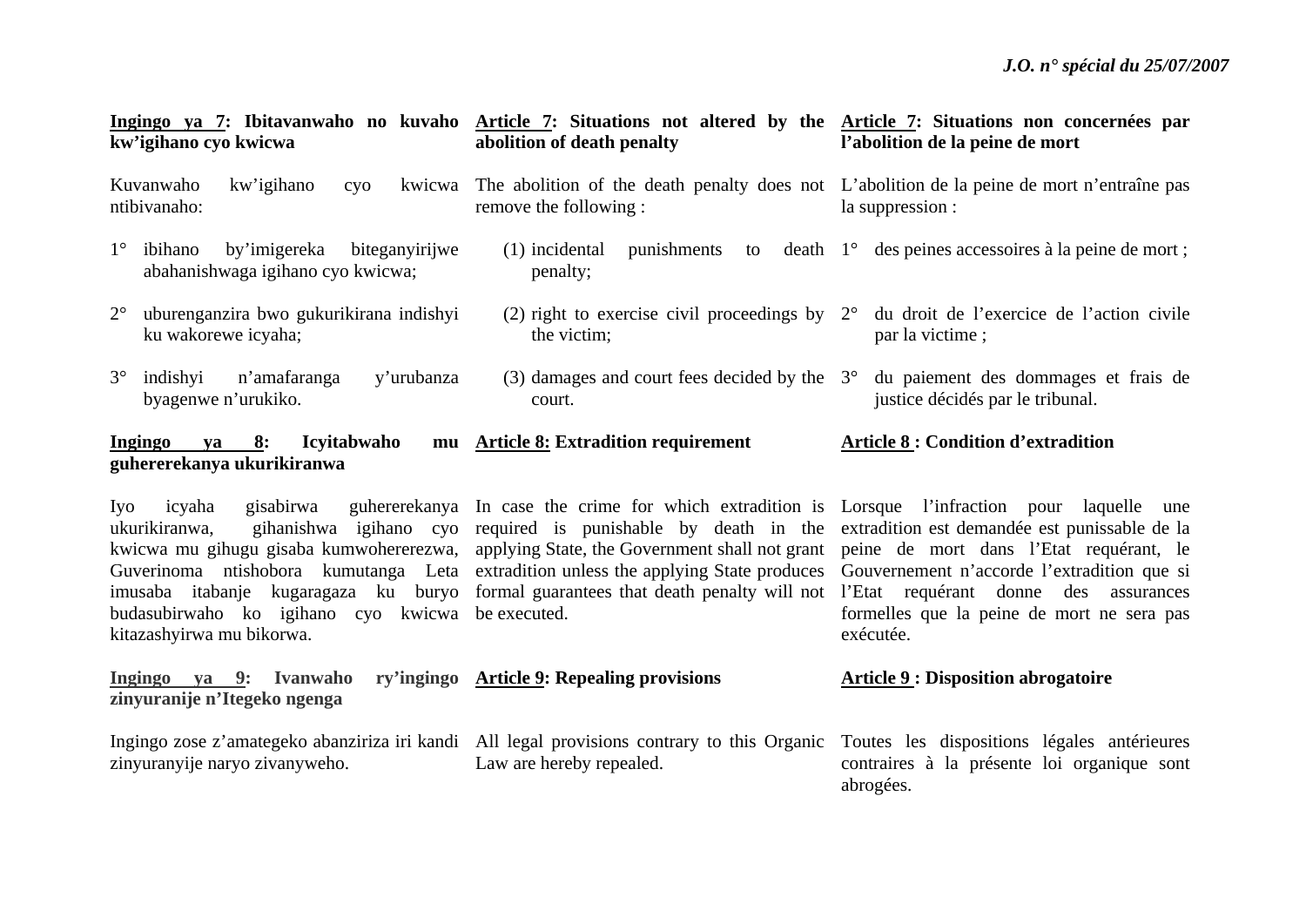**Ingingo ya 7: Ibitavanwaho no kuvaho kw'igihano cyo kwicwa**

Kuvanwaho kw'igihano cyo kwicwa ntibivanaho:

1° ibihano by'imigereka biteganyirijwe abahanishwaga igihano cyo kwicwa;

2° uburenganzira bwo gukurikirana indishyi ku wakorewe icyaha;

3° indishyi n'amafaranga y'urubanza byagenwe n'urukiko.

**Ingingo ya 8: Icyitabwaho mu guhererekanya ukurikiranwa**

Iyo icyaha gisabirwa guhererekanya ukurikiranwa, gihanishwa igihano cyo kwicwa mu gihugu gisaba kumwohererezwa, Guverinoma ntishobora kumutanga Leta imusaba itabanje kugaragaza ku buryo budasubirwaho ko igihano cyo kwicwa kitazashyirwa mu bikorwa.

**Ingingo ya 9: Ivanwaho ry'ingingo zinyuranije n'Itegeko ngenga**

Ingingo zose z'amategeko abanziriza iri kandi zinyuranyije naryo zivanyweho.

**Article 7: Situations not altered by the abolition of death penalty**

The abolition of the death penalty does not remove the following :

(1) incidental punishments to death penalty;

(2) right to exercise civil proceedings by the victim;

(3) damages and court fees decided by the court.

**Article 8: Extradition requirement**

In case the crime for which extradition is required is punishable by death in the applying State, the Government shall not grant extradition unless the applying State produces formal guarantees that death penalty will not be executed.

**Article 9: Repealing provisions**

All legal provisions contrary to this Organic Law are hereby repealed.

**Article 7: Situations non concernées par l'abolition de la peine de mort**

L'abolition de la peine de mort n'entraîne pas la suppression :

1° des peines accessoires à la peine de mort ;

2° du droit de l'exercice de l'action civile par la victime ;

3° du paiement des dommages et frais de justice décidés par le tribunal.

**Article 8 : Condition d'extradition**

Lorsque l'infraction pour laquelle une extradition est demandée est punissable de la peine de mort dans l'Etat requérant, le Gouvernement n'accorde l'extradition que si l'Etat requérant donne des assurances formelles que la peine de mort ne sera pas exécutée.

**Article 9 : Disposition abrogatoire**

Toutes les dispositions légales antérieures contraires à la présente loi organique sont abrogées.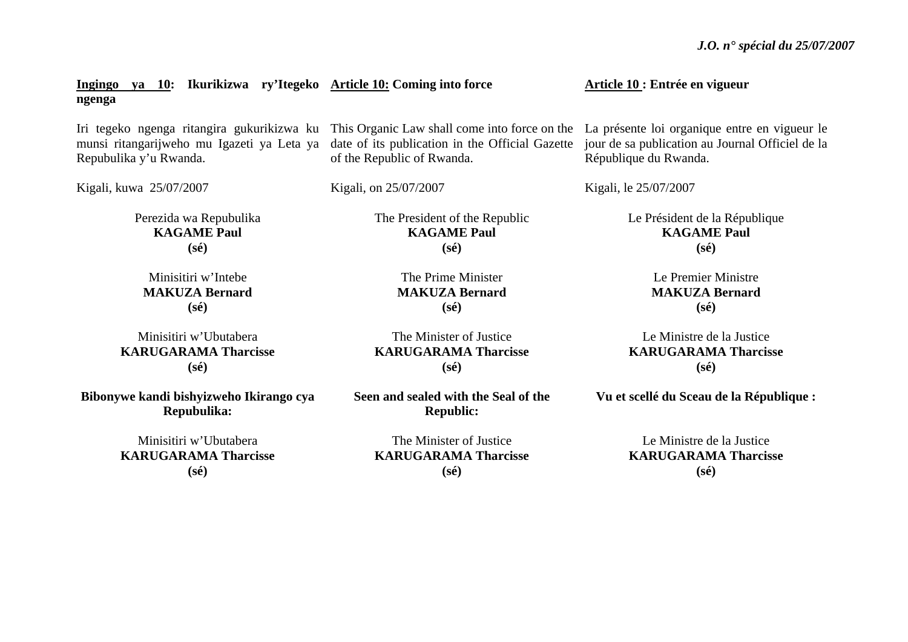**<u>Ingingo ya 10</u>: Ikurikizwa ry'Itegeko ngenga**

Iri tegeko ngenga ritangira gukurikizwa ku munsi ritangarijweho mu Igazeti ya Leta ya Repubulika y'u Rwanda.

Kigali, kuwa 25/07/2007

Perezida wa Repubulika
**KAGAME Paul**
**(sé)**

Minisitiri w'Intebe
**MAKUZA Bernard**
**(sé)**

Minisitiri w'Ubutabera
**KARUGARAMA Tharcisse**
**(sé)**

**Bibonywe kandi bishyizweho Ikirango cya Repubulika:**

Minisitiri w'Ubutabera
**KARUGARAMA Tharcisse**
**(sé)**

**<u>Article 10:</u> Coming into force**

This Organic Law shall come into force on the date of its publication in the Official Gazette of the Republic of Rwanda.

Kigali, on 25/07/2007

The President of the Republic
**KAGAME Paul**
**(sé)**

The Prime Minister
**MAKUZA Bernard**
**(sé)**

The Minister of Justice
**KARUGARAMA Tharcisse**
**(sé)**

**Seen and sealed with the Seal of the Republic:**

The Minister of Justice
**KARUGARAMA Tharcisse**
**(sé)**

**<u>Article 10</u> : Entrée en vigueur**

La présente loi organique entre en vigueur le jour de sa publication au Journal Officiel de la République du Rwanda.

Kigali, le 25/07/2007

Le Président de la République
**KAGAME Paul**
**(sé)**

Le Premier Ministre
**MAKUZA Bernard**
**(sé)**

Le Ministre de la Justice
**KARUGARAMA Tharcisse**
**(sé)**

**Vu et scellé du Sceau de la République :**

Le Ministre de la Justice
**KARUGARAMA Tharcisse**
**(sé)**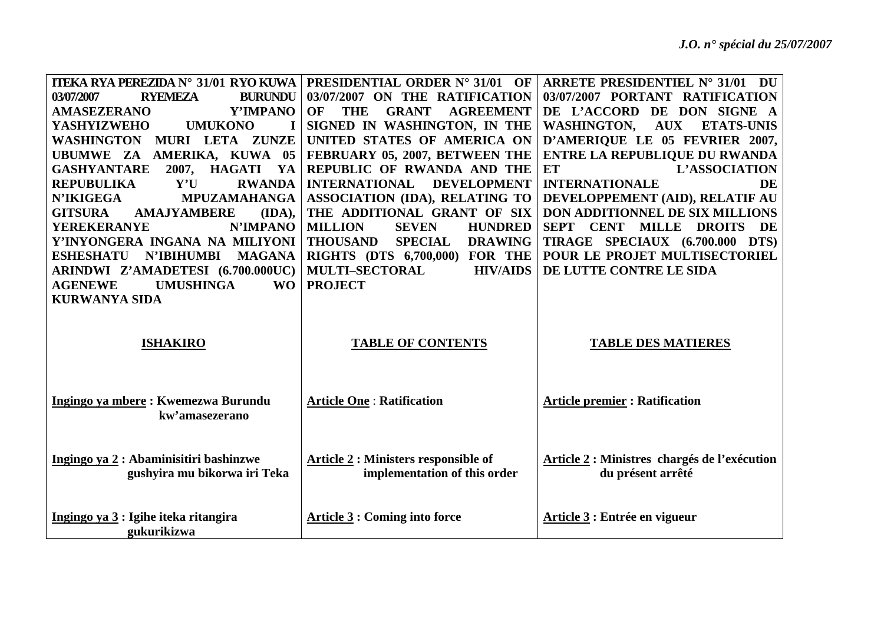| ITEKA RYA PEREZIDA N° 31/01 RYO KUWA 03/07/2007 RYEMEZA BURUNDU AMASEZERANO Y'IMPANO YASHYIZWEHO UMUKONO I WASHINGTON MURI LETA ZUNZE UBUMWE ZA AMERIKA, KUWA 05 GASHYANTARE 2007, HAGATI YA REPUBULIKA Y'U RWANDA N'IKIGEGA MPUZAMAHANGA GITSURA AMAJYAMBERE (IDA), YEREKERANYE N'IMPANO Y'INYONGERA INGANA NA MILIYONI ESHESHATU N'IBIHUMBI MAGANA ARINDWI Z'AMADETESI (6.700.000UC) AGENEWE UMUSHINGA WO KURWANYA SIDA | PRESIDENTIAL ORDER N° 31/01 OF 03/07/2007 ON THE RATIFICATION OF THE GRANT AGREEMENT SIGNED IN WASHINGTON, IN THE UNITED STATES OF AMERICA ON FEBRUARY 05, 2007, BETWEEN THE REPUBLIC OF RWANDA AND THE INTERNATIONAL DEVELOPMENT ASSOCIATION (IDA), RELATING TO THE ADDITIONAL GRANT OF SIX MILLION SEVEN HUNDRED THOUSAND SPECIAL DRAWING RIGHTS (DTS 6,700,000) FOR THE MULTI–SECTORAL HIV/AIDS PROJECT | ARRETE PRESIDENTIEL N° 31/01 DU 03/07/2007 PORTANT RATIFICATION DE L'ACCORD DE DON SIGNE A WASHINGTON, AUX ETATS-UNIS D'AMERIQUE LE 05 FEVRIER 2007, ENTRE LA REPUBLIQUE DU RWANDA ET L'ASSOCIATION INTERNATIONALE DE DEVELOPPEMENT (AID), RELATIF AU DON ADDITIONNEL DE SIX MILLIONS SEPT CENT MILLE DROITS DE TIRAGE SPECIAUX (6.700.000 DTS) POUR LE PROJET MULTISECTORIEL DE LUTTE CONTRE LE SIDA |
|---|---|---|
| **ISHAKIRO** | **TABLE OF CONTENTS** | **TABLE DES MATIERES** |
| **Ingingo ya mbere : Kwemezwa Burundu kw'amasezerano** | **Article One : Ratification** | **Article premier : Ratification** |
| **Ingingo ya 2 : Abaminisitiri bashinzwe gushyira mu bikorwa iri Teka** | **Article 2 : Ministers responsible of implementation of this order** | **Article 2 : Ministres chargés de l'exécution du présent arrêté** |
| **Ingingo ya 3 : Igihe iteka ritangira gukurikizwa** | **Article 3 : Coming into force** | **Article 3 : Entrée en vigueur** |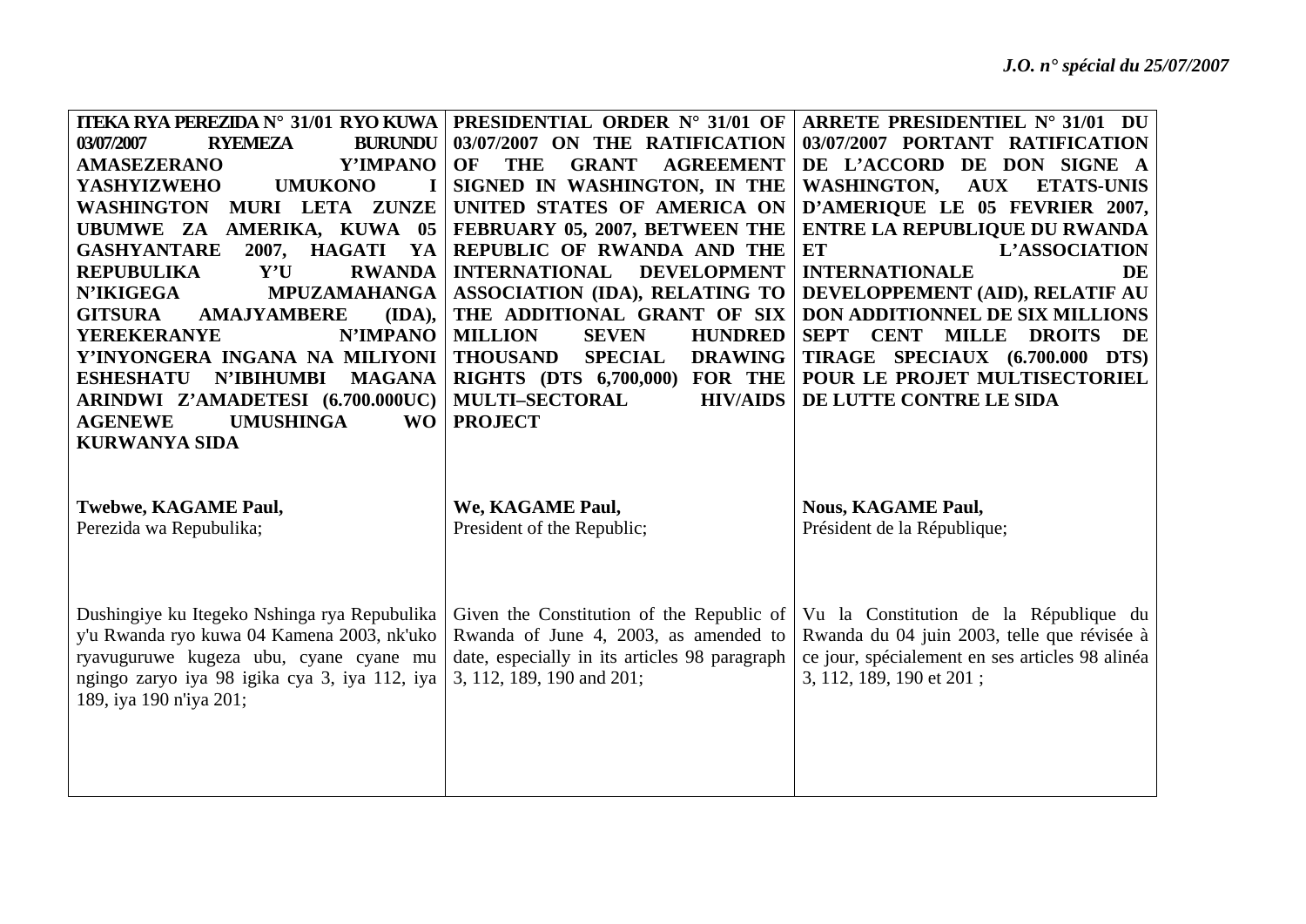| ITEKA RYA PEREZIDA N° 31/01 RYO KUWA 03/07/2007 RYEMEZA BURUNDU AMASEZERANO Y'IMPANO YASHYIZWEHO UMUKONO I WASHINGTON MURI LETA ZUNZE UBUMWE ZA AMERIKA, KUWA 05 GASHYANTARE 2007, HAGATI YA REPUBULIKA Y'U RWANDA N'IKIGEGA MPUZAMAHANGA GITSURA AMAJYAMBERE (IDA), YEREKERANYE N'IMPANO Y'INYONGERA INGANA NA MILIYONI ESHESHATU N'IBIHUMBI MAGANA ARINDWI Z'AMADETESI (6.700.000UC) AGENEWE UMUSHINGA WO KURWANYA SIDA | PRESIDENTIAL ORDER N° 31/01 OF 03/07/2007 ON THE RATIFICATION OF THE GRANT AGREEMENT SIGNED IN WASHINGTON, IN THE UNITED STATES OF AMERICA ON FEBRUARY 05, 2007, BETWEEN THE REPUBLIC OF RWANDA AND THE INTERNATIONAL DEVELOPMENT ASSOCIATION (IDA), RELATING TO THE ADDITIONAL GRANT OF SIX MILLION SEVEN HUNDRED THOUSAND SPECIAL DRAWING RIGHTS (DTS 6,700,000) FOR THE MULTI–SECTORAL HIV/AIDS PROJECT | ARRETE PRESIDENTIEL N° 31/01 DU 03/07/2007 PORTANT RATIFICATION DE L'ACCORD DE DON SIGNE A WASHINGTON, AUX ETATS-UNIS D'AMERIQUE LE 05 FEVRIER 2007, ENTRE LA REPUBLIQUE DU RWANDA ET L'ASSOCIATION INTERNATIONALE DE DEVELOPPEMENT (AID), RELATIF AU DON ADDITIONNEL DE SIX MILLIONS SEPT CENT MILLE DROITS DE TIRAGE SPECIAUX (6.700.000 DTS) POUR LE PROJET MULTISECTORIEL DE LUTTE CONTRE LE SIDA |
|---|---|---|
| **Twebwe, KAGAME Paul,** Perezida wa Repubulika; | **We, KAGAME Paul,** President of the Republic; | **Nous, KAGAME Paul,** Président de la République; |
| Dushingiye ku Itegeko Nshinga rya Repubulika y'u Rwanda ryo kuwa 04 Kamena 2003, nk'uko ryavuguruwe kugeza ubu, cyane cyane mu ngingo zaryo iya 98 igika cya 3, iya 112, iya 189, iya 190 n'iya 201; | Given the Constitution of the Republic of Rwanda of June 4, 2003, as amended to date, especially in its articles 98 paragraph 3, 112, 189, 190 and 201; | Vu la Constitution de la République du Rwanda du 04 juin 2003, telle que révisée à ce jour, spécialement en ses articles 98 alinéa 3, 112, 189, 190 et 201 ; |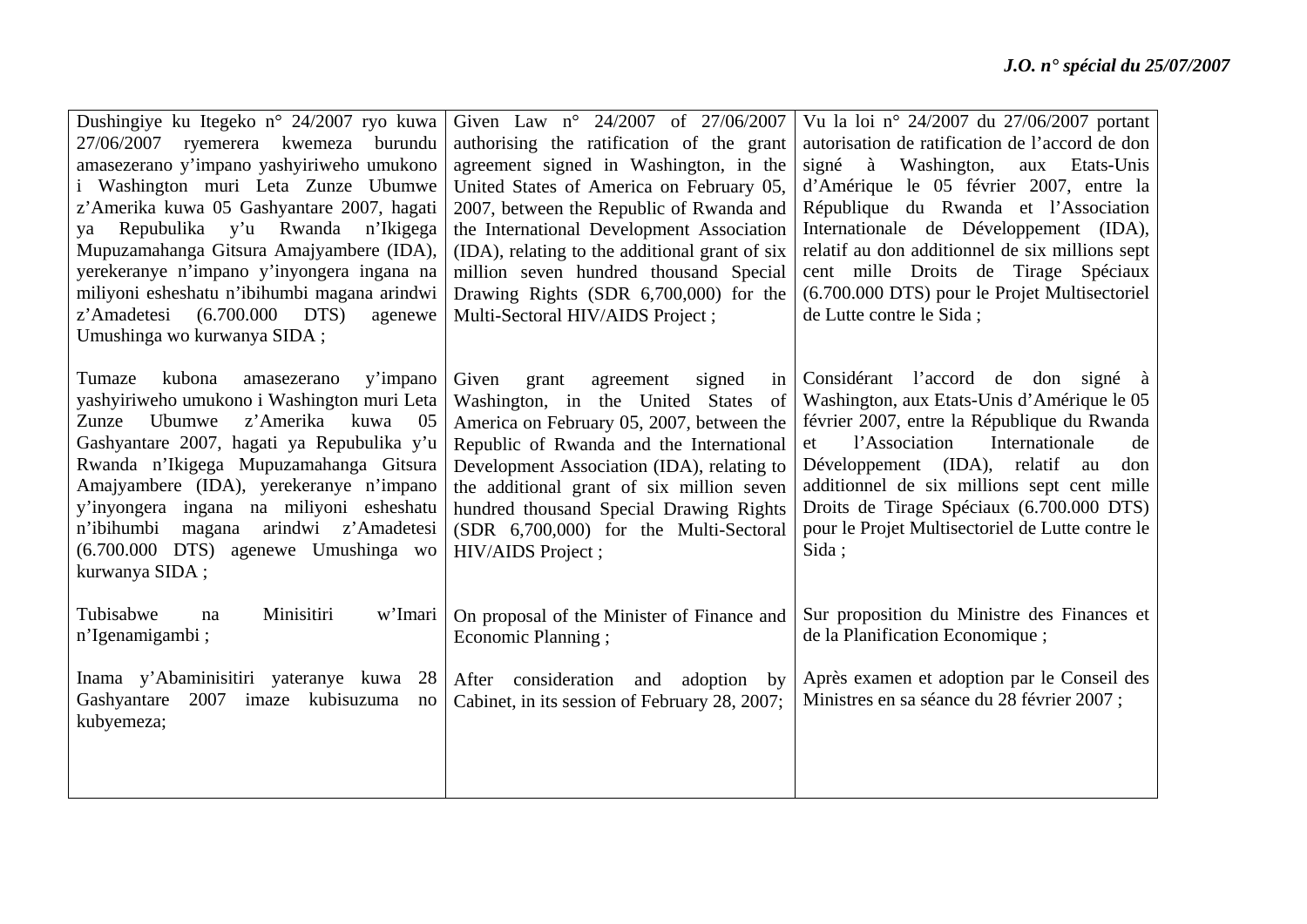| Dushingiye ku Itegeko n° 24/2007 ryo kuwa 27/06/2007 ryemerera kwemeza burundu amasezerano y'impano yashyiriweho umukono i Washington muri Leta Zunze Ubumwe z'Amerika kuwa 05 Gashyantare 2007, hagati ya Repubulika y'u Rwanda n'Ikigega Mupuzamahanga Gitsura Amajyambere (IDA), yerekeranye n'impano y'inyongera ingana na miliyoni esheshatu n'ibihumbi magana arindwi z'Amadetesi (6.700.000 DTS) agenewe Umushinga wo kurwanya SIDA ; | Given Law n° 24/2007 of 27/06/2007 authorising the ratification of the grant agreement signed in Washington, in the United States of America on February 05, 2007, between the Republic of Rwanda and the International Development Association (IDA), relating to the additional grant of six million seven hundred thousand Special Drawing Rights (SDR 6,700,000) for the Multi-Sectoral HIV/AIDS Project ; | Vu la loi n° 24/2007 du 27/06/2007 portant autorisation de ratification de l'accord de don signé à Washington, aux Etats-Unis d'Amérique le 05 février 2007, entre la République du Rwanda et l'Association Internationale de Développement (IDA), relatif au don additionnel de six millions sept cent mille Droits de Tirage Spéciaux (6.700.000 DTS) pour le Projet Multisectoriel de Lutte contre le Sida ; |
|---|---|---|
| Tumaze kubona amasezerano y'impano yashyiriweho umukono i Washington muri Leta Zunze Ubumwe z'Amerika kuwa 05 Gashyantare 2007, hagati ya Repubulika y'u Rwanda n'Ikigega Mupuzamahanga Gitsura Amajyambere (IDA), yerekeranye n'impano y'inyongera ingana na miliyoni esheshatu n'ibihumbi magana arindwi z'Amadetesi (6.700.000 DTS) agenewe Umushinga wo kurwanya SIDA ; | Given grant agreement signed in Washington, in the United States of America on February 05, 2007, between the Republic of Rwanda and the International Development Association (IDA), relating to the additional grant of six million seven hundred thousand Special Drawing Rights (SDR 6,700,000) for the Multi-Sectoral HIV/AIDS Project ; | Considérant l'accord de don signé à Washington, aux Etats-Unis d'Amérique le 05 février 2007, entre la République du Rwanda et l'Association Internationale de Développement (IDA), relatif au don additionnel de six millions sept cent mille Droits de Tirage Spéciaux (6.700.000 DTS) pour le Projet Multisectoriel de Lutte contre le Sida ; |
| Tubisabwe na Minisitiri w'Imari n'Igenamigambi ; | On proposal of the Minister of Finance and Economic Planning ; | Sur proposition du Ministre des Finances et de la Planification Economique ; |
| Inama y'Abaminisitiri yateranye kuwa 28 Gashyantare 2007 imaze kubisuzuma no kubyemeza; | After consideration and adoption by Cabinet, in its session of February 28, 2007; | Après examen et adoption par le Conseil des Ministres en sa séance du 28 février 2007 ; |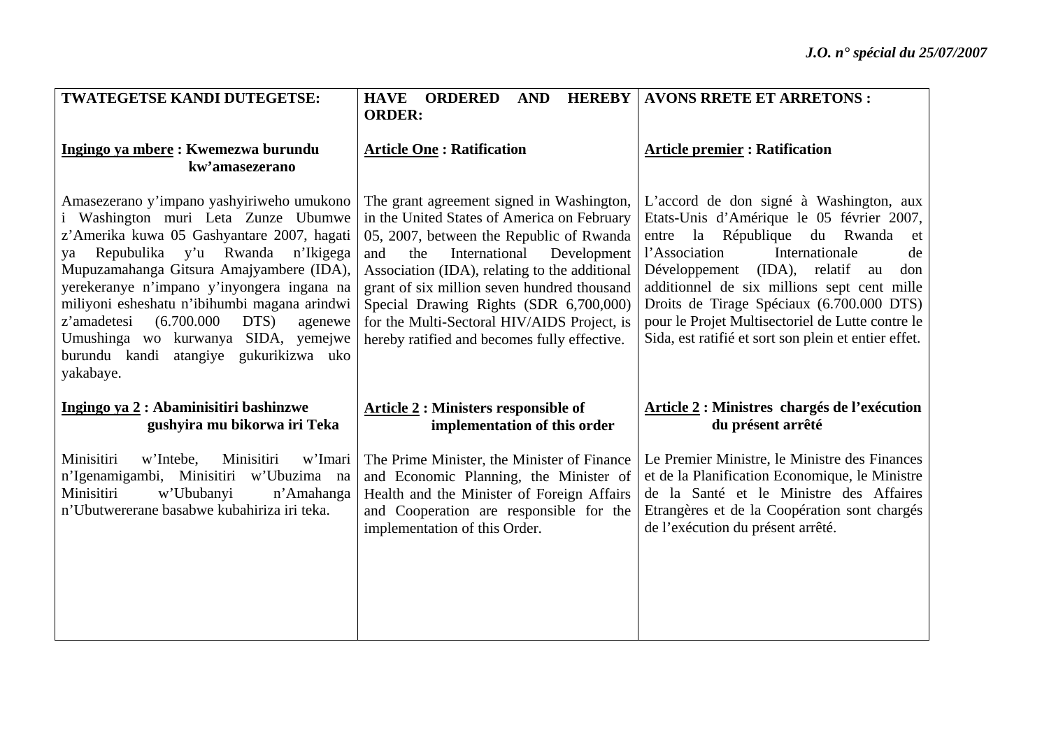| TWATEGETSE KANDI DUTEGETSE: | HAVE ORDERED AND HEREBY ORDER: | AVONS RRETE ET ARRETONS : |
|---|---|---|
| **<u>Ingingo ya mbere</u> : Kwemezwa burundu kw'amasezerano** | **<u>Article One</u> : Ratification** | **<u>Article premier</u> : Ratification** |
| Amasezerano y'impano yashyiriweho umukono i Washington muri Leta Zunze Ubumwe z'Amerika kuwa 05 Gashyantare 2007, hagati ya Repubulika y'u Rwanda n'Ikigega Mupuzamahanga Gitsura Amajyambere (IDA), yerekeranye n'impano y'inyongera ingana na miliyoni esheshatu n'ibihumbi magana arindwi z'amadetesi (6.700.000 DTS) agenewe Umushinga wo kurwanya SIDA, yemejwe burundu kandi atangiye gukurikizwa uko yakabaye. | The grant agreement signed in Washington, in the United States of America on February 05, 2007, between the Republic of Rwanda and the International Development Association (IDA), relating to the additional grant of six million seven hundred thousand Special Drawing Rights (SDR 6,700,000) for the Multi-Sectoral HIV/AIDS Project, is hereby ratified and becomes fully effective. | L'accord de don signé à Washington, aux Etats-Unis d'Amérique le 05 février 2007, entre la République du Rwanda et l'Association Internationale de Développement (IDA), relatif au don additionnel de six millions sept cent mille Droits de Tirage Spéciaux (6.700.000 DTS) pour le Projet Multisectoriel de Lutte contre le Sida, est ratifié et sort son plein et entier effet. |
| **<u>Ingingo ya 2</u> : Abaminisitiri bashinzwe gushyira mu bikorwa iri Teka** | **<u>Article 2</u> : Ministers responsible of implementation of this order** | **<u>Article 2</u> : Ministres chargés de l'exécution du présent arrêté** |
| Minisitiri w'Intebe, Minisitiri w'Imari n'Igenamigambi, Minisitiri w'Ubuzima na Minisitiri w'Ububanyi n'Amahanga n'Ubutwererane basabwe kubahiriza iri teka. | The Prime Minister, the Minister of Finance and Economic Planning, the Minister of Health and the Minister of Foreign Affairs and Cooperation are responsible for the implementation of this Order. | Le Premier Ministre, le Ministre des Finances et de la Planification Economique, le Ministre de la Santé et le Ministre des Affaires Etrangères et de la Coopération sont chargés de l'exécution du présent arrêté. |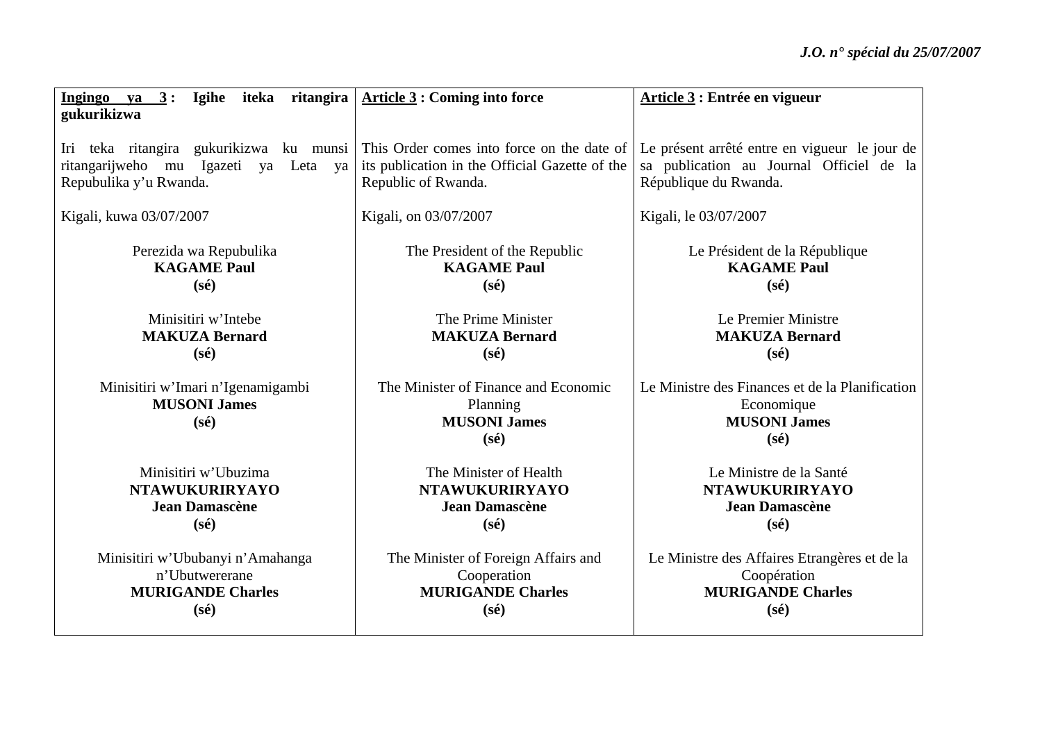| **Ingingo ya 3 : Igihe iteka ritangira gukurikizwa** | **Article 3 : Coming into force** | **Article 3 : Entrée en vigueur** |
|---|---|---|
| Iri teka ritangira gukurikizwa ku munsi ritangarijweho mu Igazeti ya Leta ya Repubulika y'u Rwanda. | This Order comes into force on the date of its publication in the Official Gazette of the Republic of Rwanda. | Le présent arrêté entre en vigueur le jour de sa publication au Journal Officiel de la République du Rwanda. |
| Kigali, kuwa 03/07/2007 | Kigali, on 03/07/2007 | Kigali, le 03/07/2007 |
| Perezida wa Repubulika<br>**KAGAME Paul**<br>**(sé)** | The President of the Republic<br>**KAGAME Paul**<br>**(sé)** | Le Président de la République<br>**KAGAME Paul**<br>**(sé)** |
| Minisitiri w'Intebe<br>**MAKUZA Bernard**<br>**(sé)** | The Prime Minister<br>**MAKUZA Bernard**<br>**(sé)** | Le Premier Ministre<br>**MAKUZA Bernard**<br>**(sé)** |
| Minisitiri w'Imari n'Igenamigambi<br>**MUSONI James**<br>**(sé)** | The Minister of Finance and Economic Planning<br>**MUSONI James**<br>**(sé)** | Le Ministre des Finances et de la Planification Economique<br>**MUSONI James**<br>**(sé)** |
| Minisitiri w'Ubuzima<br>**NTAWUKURIRYAYO Jean Damascène**<br>**(sé)** | The Minister of Health<br>**NTAWUKURIRYAYO Jean Damascène**<br>**(sé)** | Le Ministre de la Santé<br>**NTAWUKURIRYAYO Jean Damascène**<br>**(sé)** |
| Minisitiri w'Ububanyi n'Amahanga n'Ubutwererane<br>**MURIGANDE Charles**<br>**(sé)** | The Minister of Foreign Affairs and Cooperation<br>**MURIGANDE Charles**<br>**(sé)** | Le Ministre des Affaires Etrangères et de la Coopération<br>**MURIGANDE Charles**<br>**(sé)** |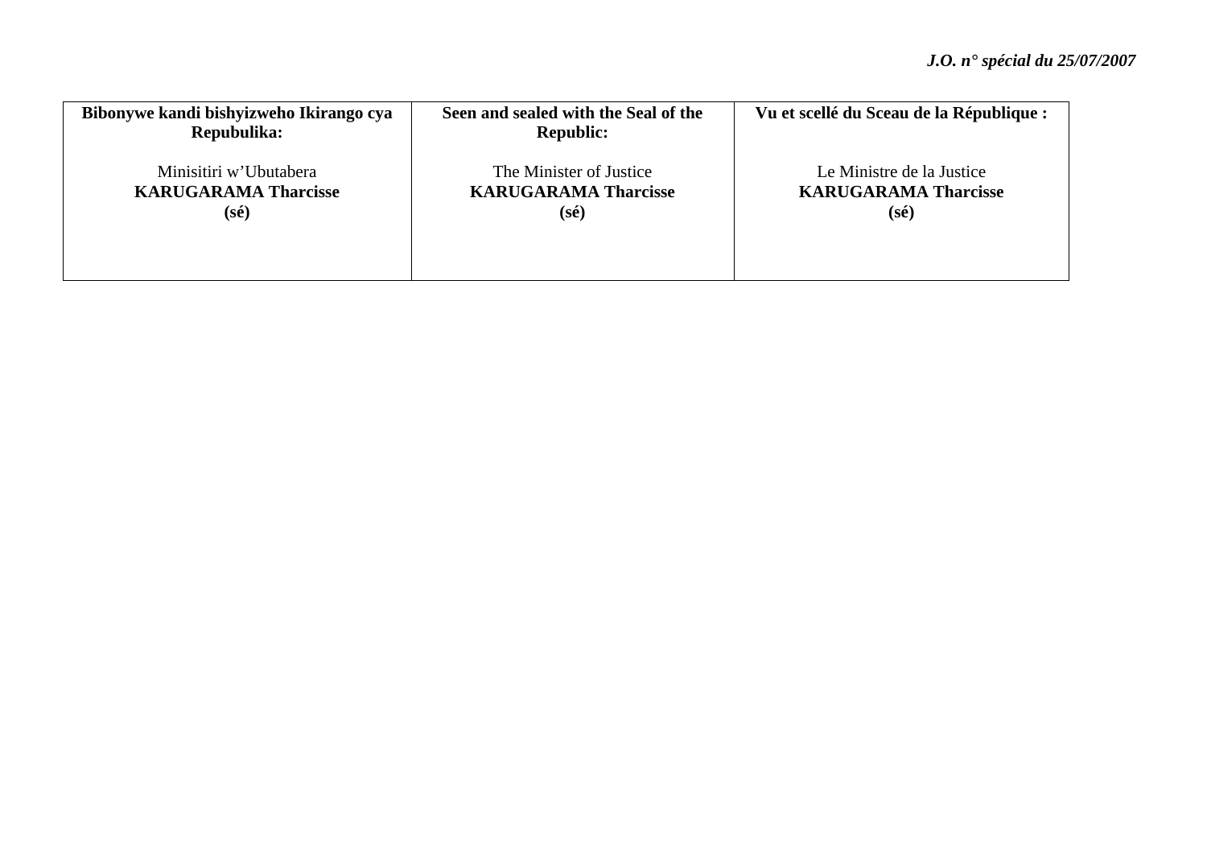| | | |
|---|---|---|
| **Bibonywe kandi bishyizweho Ikirango cya Repubulika:**<br><br>Minisitiri w'Ubutabera<br>**KARUGARAMA Tharcisse**<br>**(sé)** | **Seen and sealed with the Seal of the Republic:**<br><br>The Minister of Justice<br>**KARUGARAMA Tharcisse**<br>**(sé)** | **Vu et scellé du Sceau de la République :**<br><br>Le Ministre de la Justice<br>**KARUGARAMA Tharcisse**<br>**(sé)** |